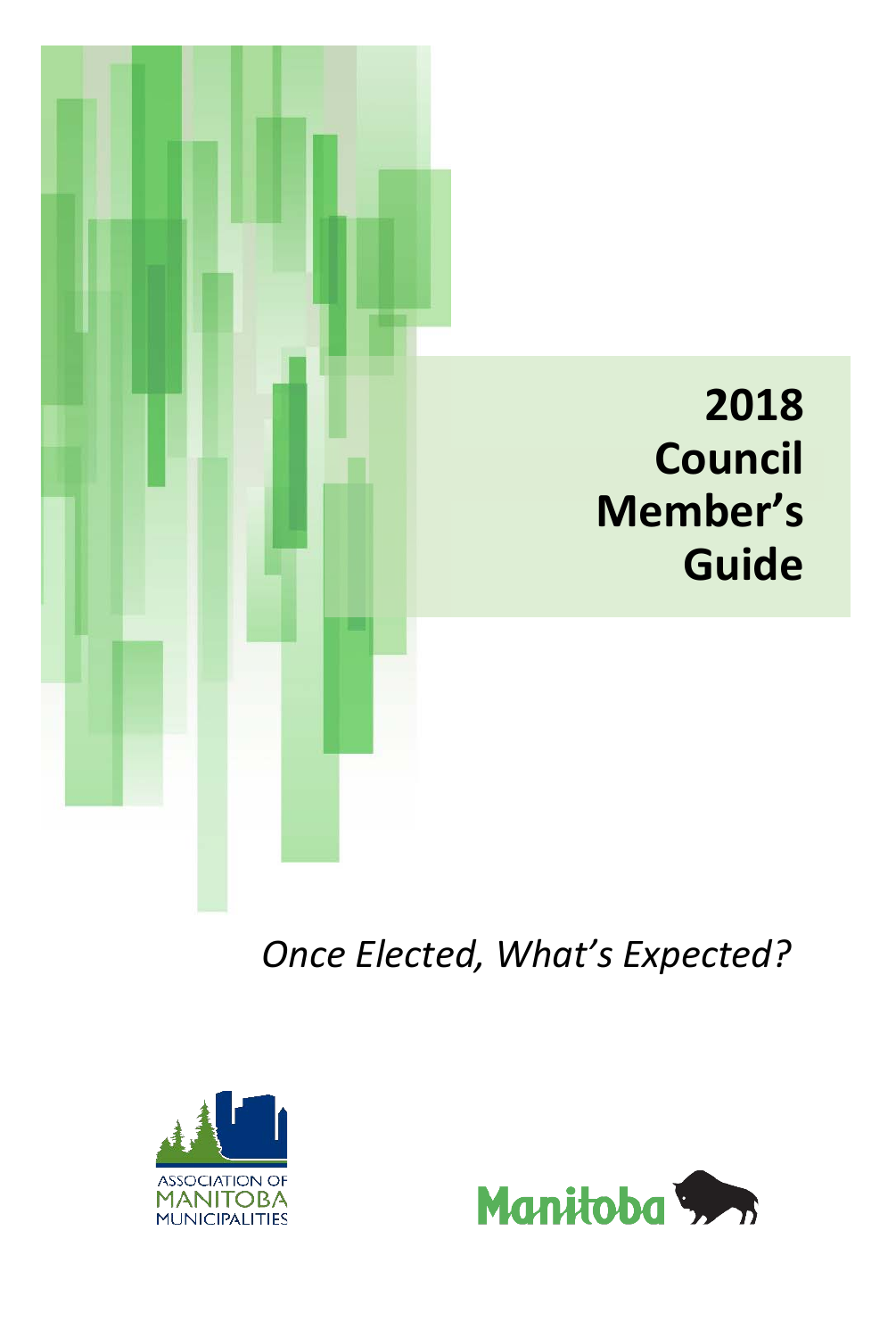# 2018 Council Member's Guide

*Once Elected, What's Expected?*

ASSOCIATION OF MANITOBA MUNICIPALITIES

Manitoba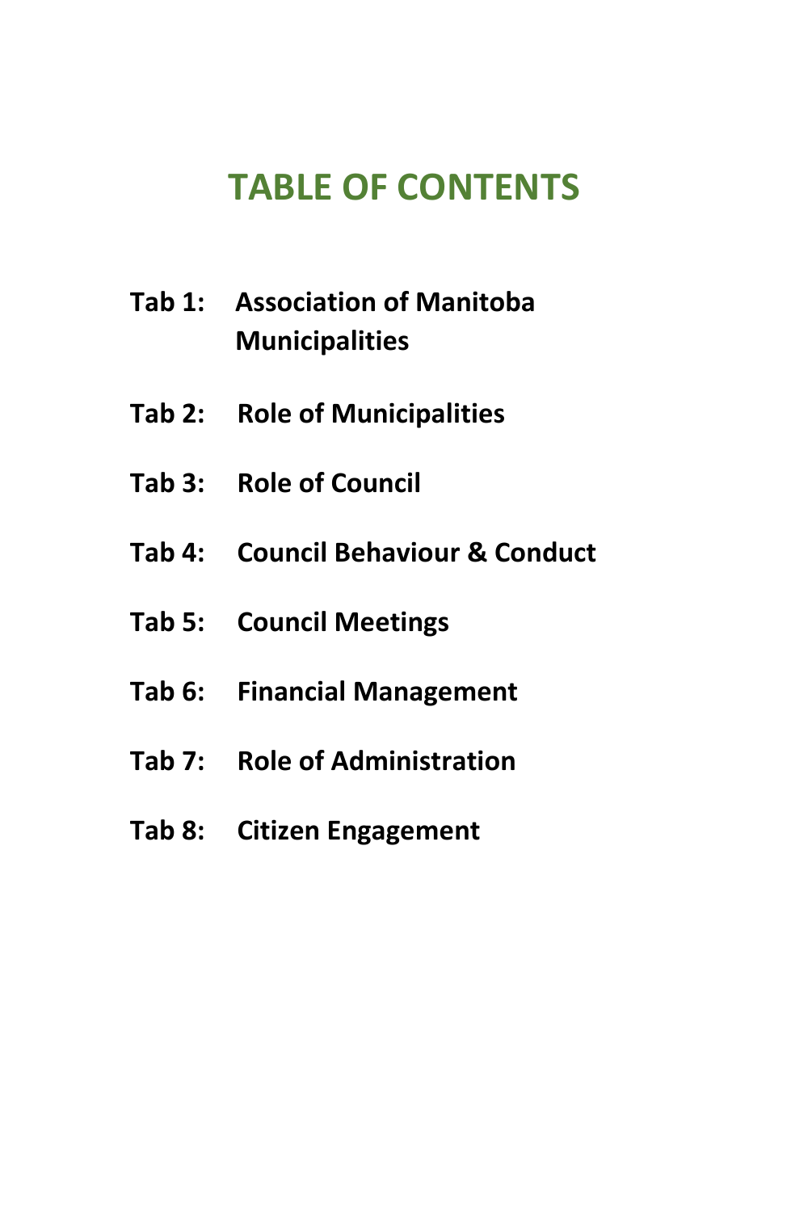# TABLE OF CONTENTS

**Tab 1: Association of Manitoba Municipalities**

**Tab 2: Role of Municipalities**

**Tab 3: Role of Council**

**Tab 4: Council Behaviour & Conduct**

**Tab 5: Council Meetings**

**Tab 6: Financial Management**

**Tab 7: Role of Administration**

**Tab 8: Citizen Engagement**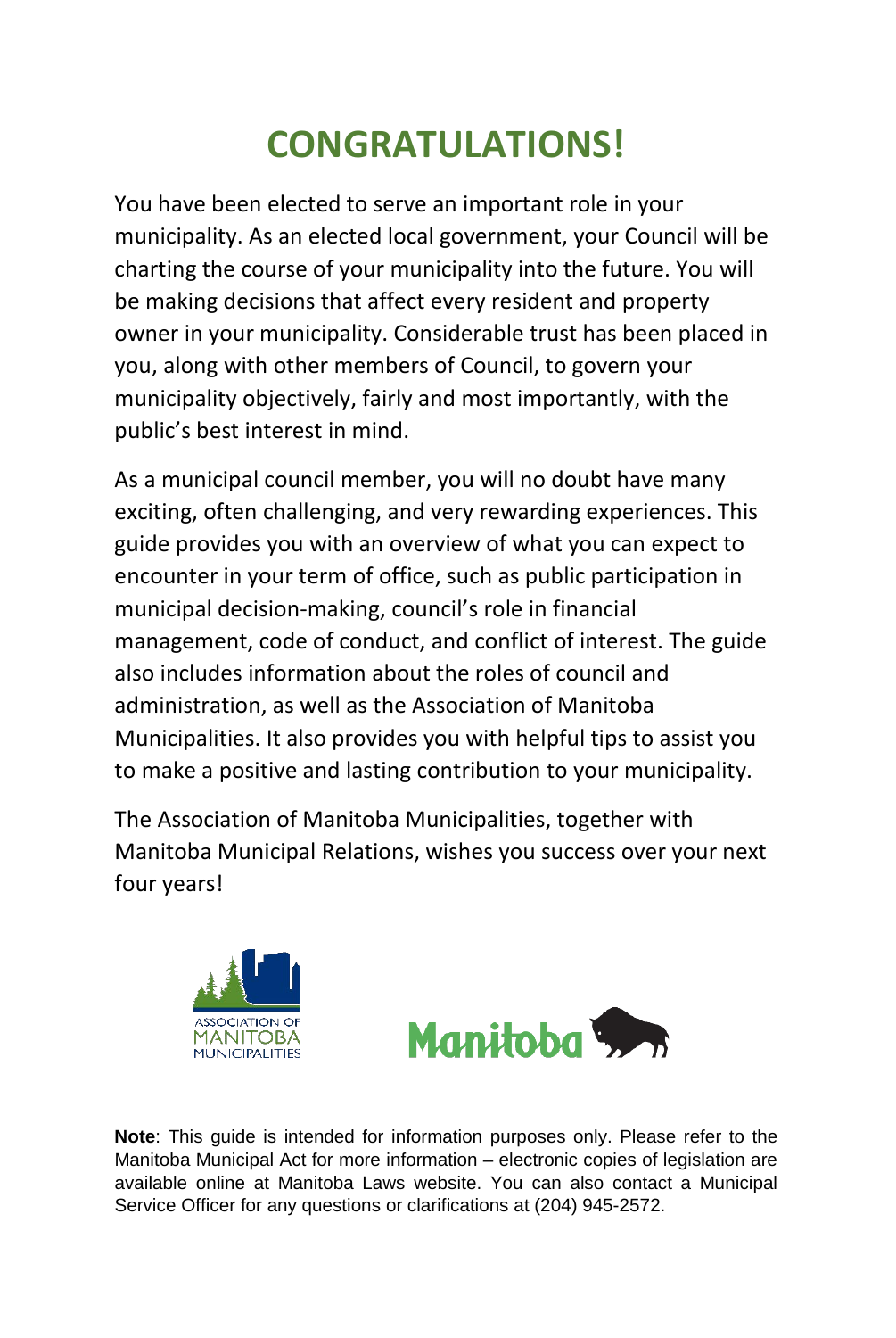# CONGRATULATIONS!

You have been elected to serve an important role in your municipality. As an elected local government, your Council will be charting the course of your municipality into the future. You will be making decisions that affect every resident and property owner in your municipality. Considerable trust has been placed in you, along with other members of Council, to govern your municipality objectively, fairly and most importantly, with the public's best interest in mind.

As a municipal council member, you will no doubt have many exciting, often challenging, and very rewarding experiences. This guide provides you with an overview of what you can expect to encounter in your term of office, such as public participation in municipal decision-making, council's role in financial management, code of conduct, and conflict of interest. The guide also includes information about the roles of council and administration, as well as the Association of Manitoba Municipalities. It also provides you with helpful tips to assist you to make a positive and lasting contribution to your municipality.

The Association of Manitoba Municipalities, together with Manitoba Municipal Relations, wishes you success over your next four years!

ASSOCIATION OF MANITOBA MUNICIPALITIES

Manitoba

**Note**: This guide is intended for information purposes only. Please refer to the Manitoba Municipal Act for more information – electronic copies of legislation are available online at Manitoba Laws website. You can also contact a Municipal Service Officer for any questions or clarifications at (204) 945-2572.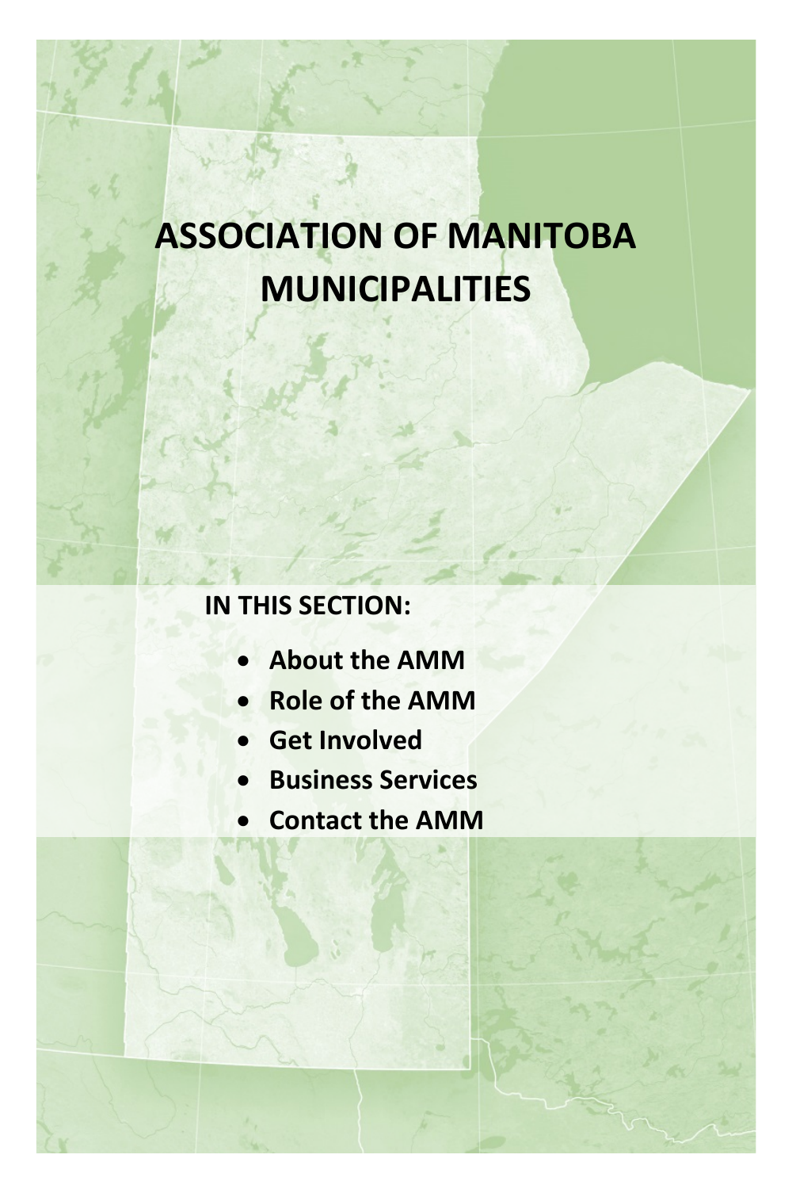# ASSOCIATION OF MANITOBA MUNICIPALITIES

**IN THIS SECTION:**

- **About the AMM**
- **Role of the AMM**
- **Get Involved**
- **Business Services**
- **Contact the AMM**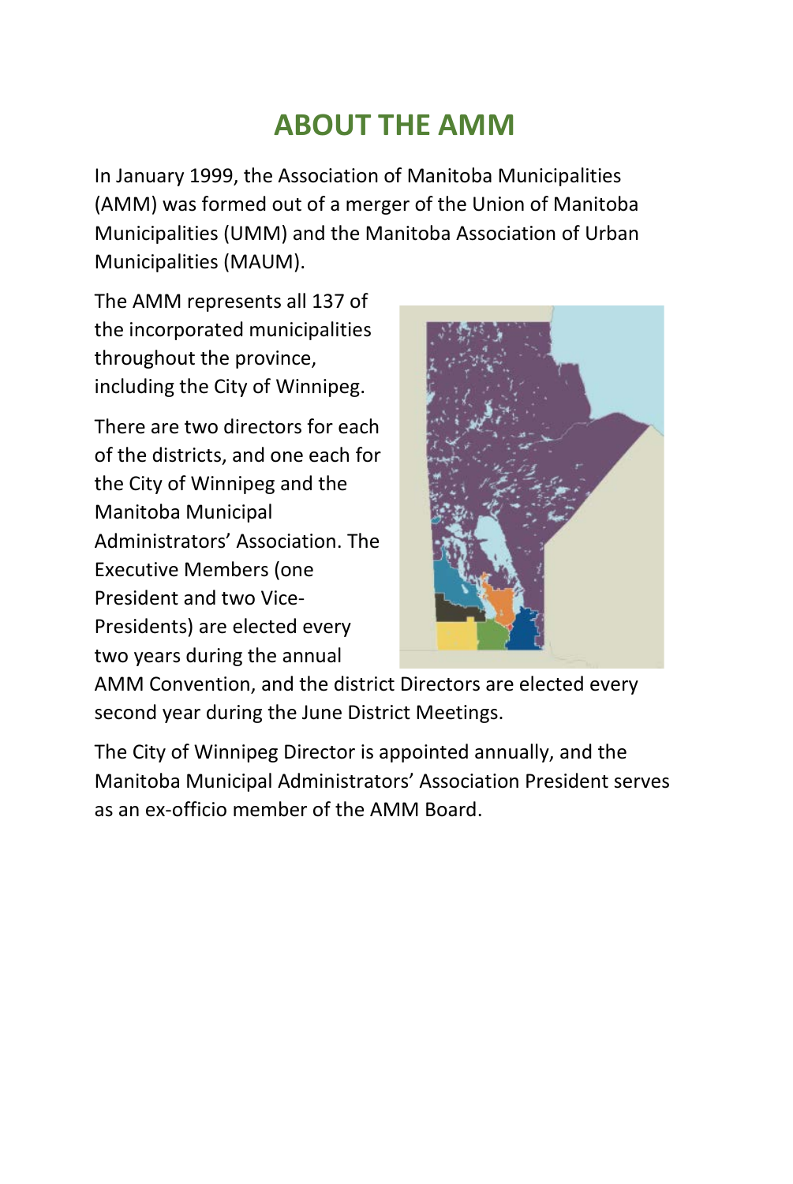# ABOUT THE AMM

In January 1999, the Association of Manitoba Municipalities (AMM) was formed out of a merger of the Union of Manitoba Municipalities (UMM) and the Manitoba Association of Urban Municipalities (MAUM).

The AMM represents all 137 of the incorporated municipalities throughout the province, including the City of Winnipeg.

There are two directors for each of the districts, and one each for the City of Winnipeg and the Manitoba Municipal Administrators' Association. The Executive Members (one President and two Vice-Presidents) are elected every two years during the annual AMM Convention, and the district Directors are elected every second year during the June District Meetings.

The City of Winnipeg Director is appointed annually, and the Manitoba Municipal Administrators' Association President serves as an ex-officio member of the AMM Board.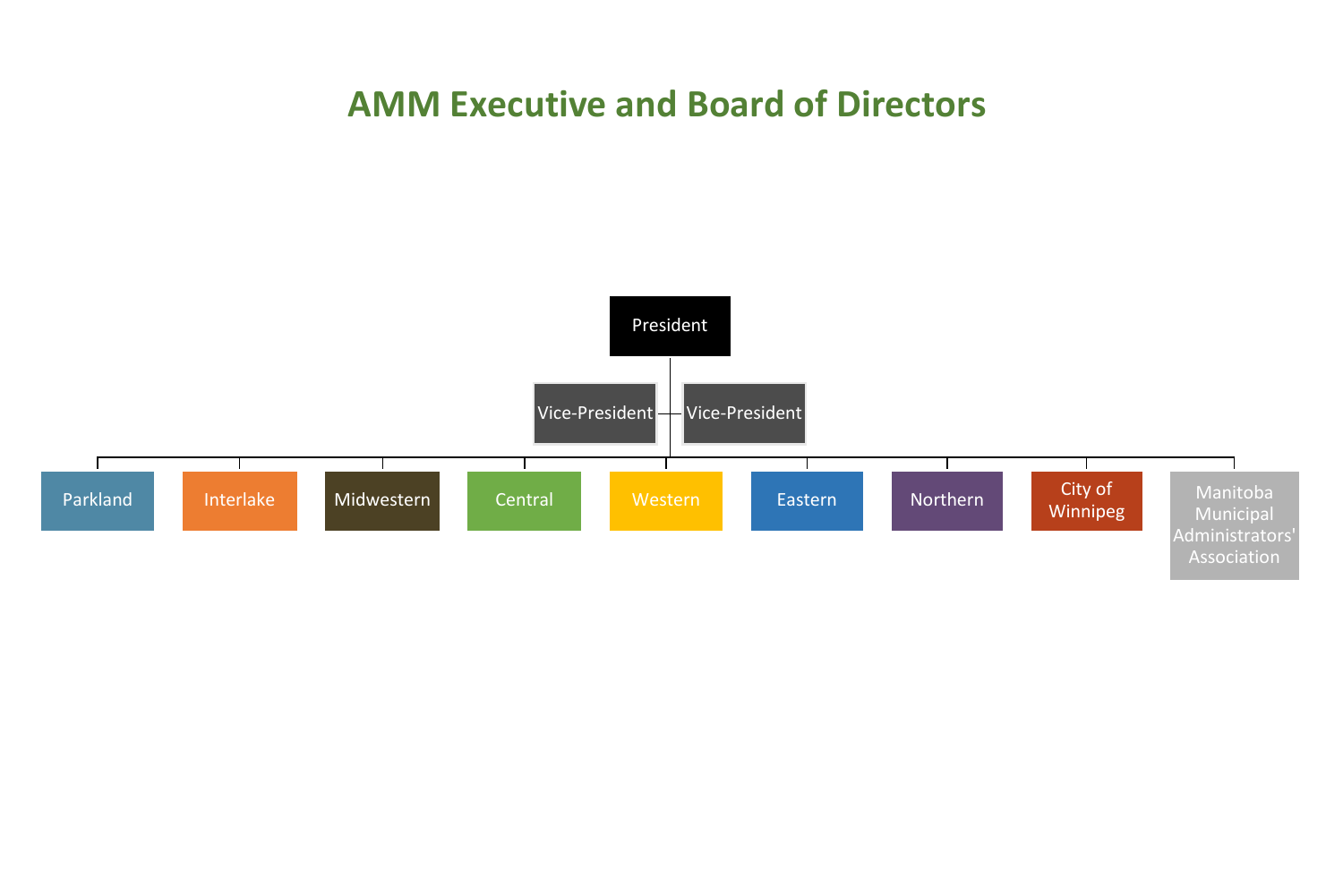# AMM Executive and Board of Directors

- President
  - Vice-President
  - Vice-President
  - Parkland
  - Interlake
  - Midwestern
  - Central
  - Western
  - Eastern
  - Northern
  - City of Winnipeg
  - Manitoba Municipal Administrators' Association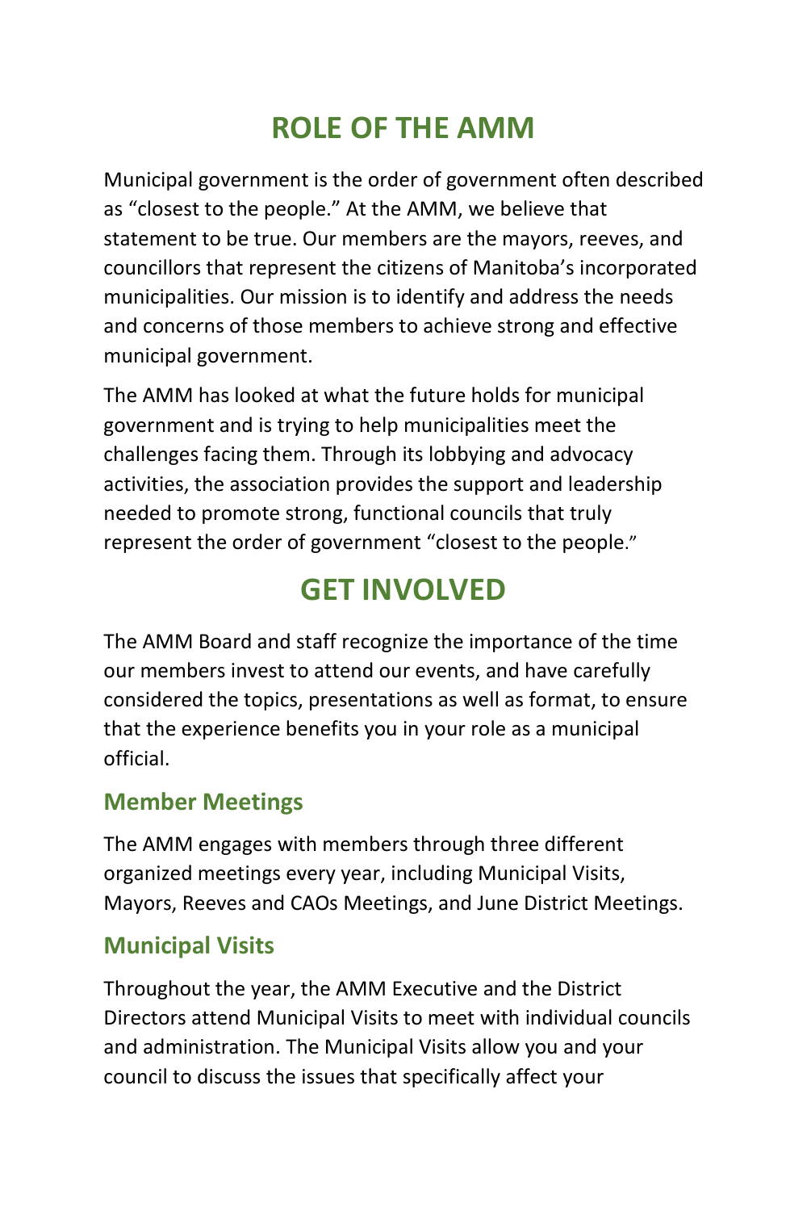# ROLE OF THE AMM

Municipal government is the order of government often described as "closest to the people." At the AMM, we believe that statement to be true. Our members are the mayors, reeves, and councillors that represent the citizens of Manitoba's incorporated municipalities. Our mission is to identify and address the needs and concerns of those members to achieve strong and effective municipal government.

The AMM has looked at what the future holds for municipal government and is trying to help municipalities meet the challenges facing them. Through its lobbying and advocacy activities, the association provides the support and leadership needed to promote strong, functional councils that truly represent the order of government "closest to the people."

# GET INVOLVED

The AMM Board and staff recognize the importance of the time our members invest to attend our events, and have carefully considered the topics, presentations as well as format, to ensure that the experience benefits you in your role as a municipal official.

## Member Meetings

The AMM engages with members through three different organized meetings every year, including Municipal Visits, Mayors, Reeves and CAOs Meetings, and June District Meetings.

## Municipal Visits

Throughout the year, the AMM Executive and the District Directors attend Municipal Visits to meet with individual councils and administration. The Municipal Visits allow you and your council to discuss the issues that specifically affect your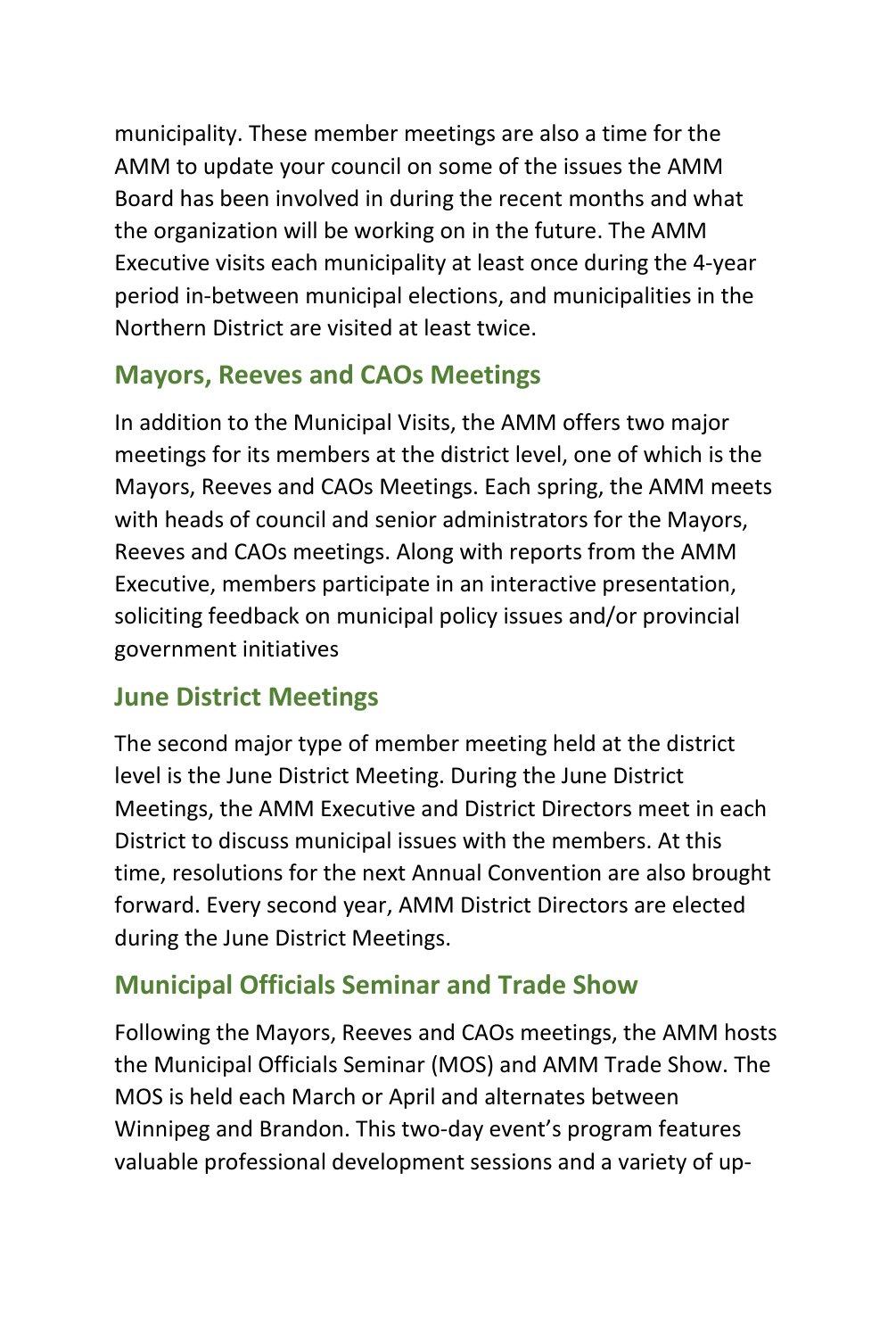municipality. These member meetings are also a time for the AMM to update your council on some of the issues the AMM Board has been involved in during the recent months and what the organization will be working on in the future. The AMM Executive visits each municipality at least once during the 4-year period in-between municipal elections, and municipalities in the Northern District are visited at least twice.

## Mayors, Reeves and CAOs Meetings

In addition to the Municipal Visits, the AMM offers two major meetings for its members at the district level, one of which is the Mayors, Reeves and CAOs Meetings. Each spring, the AMM meets with heads of council and senior administrators for the Mayors, Reeves and CAOs meetings. Along with reports from the AMM Executive, members participate in an interactive presentation, soliciting feedback on municipal policy issues and/or provincial government initiatives

## June District Meetings

The second major type of member meeting held at the district level is the June District Meeting. During the June District Meetings, the AMM Executive and District Directors meet in each District to discuss municipal issues with the members. At this time, resolutions for the next Annual Convention are also brought forward. Every second year, AMM District Directors are elected during the June District Meetings.

## Municipal Officials Seminar and Trade Show

Following the Mayors, Reeves and CAOs meetings, the AMM hosts the Municipal Officials Seminar (MOS) and AMM Trade Show. The MOS is held each March or April and alternates between Winnipeg and Brandon. This two-day event's program features valuable professional development sessions and a variety of up-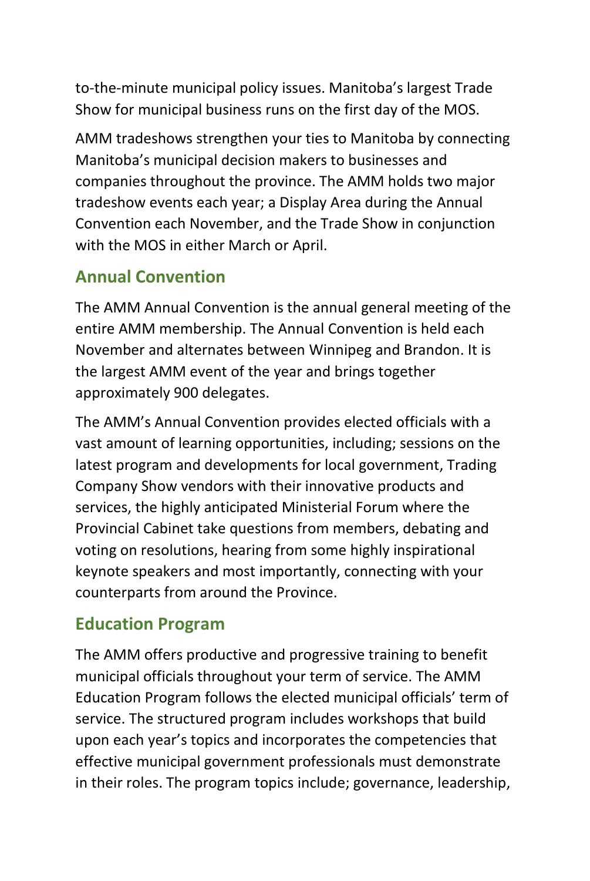to-the-minute municipal policy issues. Manitoba's largest Trade Show for municipal business runs on the first day of the MOS.

AMM tradeshows strengthen your ties to Manitoba by connecting Manitoba's municipal decision makers to businesses and companies throughout the province. The AMM holds two major tradeshow events each year; a Display Area during the Annual Convention each November, and the Trade Show in conjunction with the MOS in either March or April.

## Annual Convention

The AMM Annual Convention is the annual general meeting of the entire AMM membership. The Annual Convention is held each November and alternates between Winnipeg and Brandon. It is the largest AMM event of the year and brings together approximately 900 delegates.

The AMM's Annual Convention provides elected officials with a vast amount of learning opportunities, including; sessions on the latest program and developments for local government, Trading Company Show vendors with their innovative products and services, the highly anticipated Ministerial Forum where the Provincial Cabinet take questions from members, debating and voting on resolutions, hearing from some highly inspirational keynote speakers and most importantly, connecting with your counterparts from around the Province.

## Education Program

The AMM offers productive and progressive training to benefit municipal officials throughout your term of service. The AMM Education Program follows the elected municipal officials' term of service. The structured program includes workshops that build upon each year's topics and incorporates the competencies that effective municipal government professionals must demonstrate in their roles. The program topics include; governance, leadership,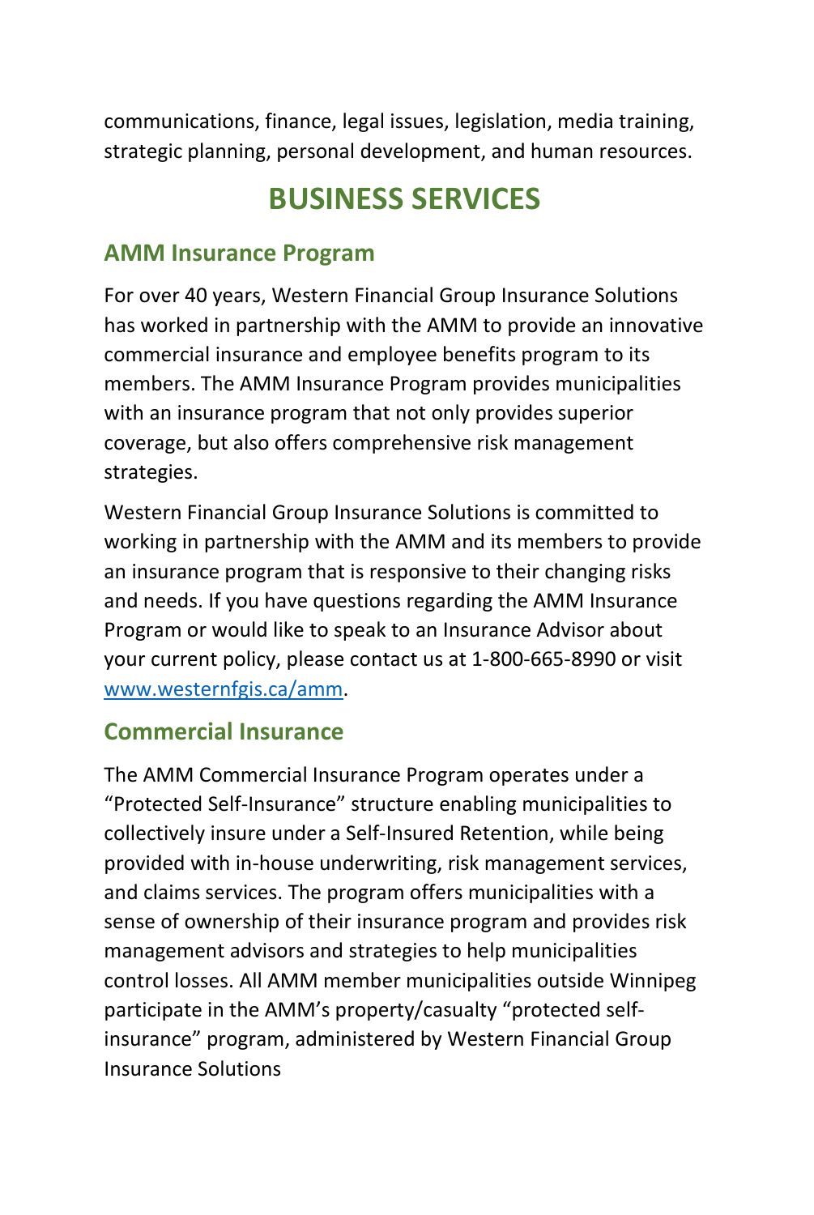communications, finance, legal issues, legislation, media training, strategic planning, personal development, and human resources.

# BUSINESS SERVICES

## AMM Insurance Program

For over 40 years, Western Financial Group Insurance Solutions has worked in partnership with the AMM to provide an innovative commercial insurance and employee benefits program to its members. The AMM Insurance Program provides municipalities with an insurance program that not only provides superior coverage, but also offers comprehensive risk management strategies.

Western Financial Group Insurance Solutions is committed to working in partnership with the AMM and its members to provide an insurance program that is responsive to their changing risks and needs. If you have questions regarding the AMM Insurance Program or would like to speak to an Insurance Advisor about your current policy, please contact us at 1-800-665-8990 or visit [www.westernfgis.ca/amm](www.westernfgis.ca/amm).

## Commercial Insurance

The AMM Commercial Insurance Program operates under a "Protected Self-Insurance" structure enabling municipalities to collectively insure under a Self-Insured Retention, while being provided with in-house underwriting, risk management services, and claims services. The program offers municipalities with a sense of ownership of their insurance program and provides risk management advisors and strategies to help municipalities control losses. All AMM member municipalities outside Winnipeg participate in the AMM's property/casualty "protected self-insurance" program, administered by Western Financial Group Insurance Solutions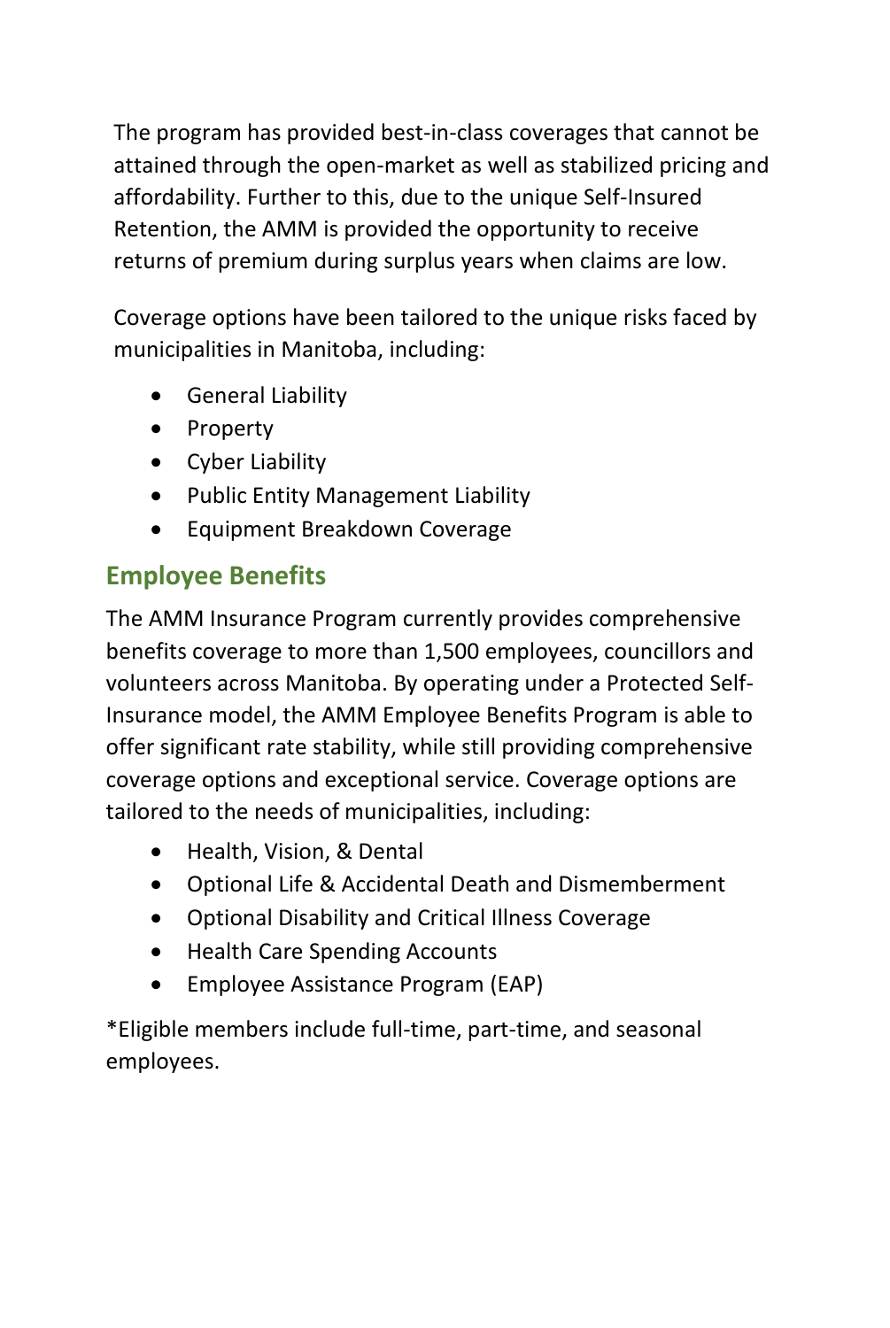The program has provided best-in-class coverages that cannot be attained through the open-market as well as stabilized pricing and affordability. Further to this, due to the unique Self-Insured Retention, the AMM is provided the opportunity to receive returns of premium during surplus years when claims are low.

Coverage options have been tailored to the unique risks faced by municipalities in Manitoba, including:

- General Liability
- Property
- Cyber Liability
- Public Entity Management Liability
- Equipment Breakdown Coverage

## Employee Benefits

The AMM Insurance Program currently provides comprehensive benefits coverage to more than 1,500 employees, councillors and volunteers across Manitoba. By operating under a Protected Self-Insurance model, the AMM Employee Benefits Program is able to offer significant rate stability, while still providing comprehensive coverage options and exceptional service. Coverage options are tailored to the needs of municipalities, including:

- Health, Vision, & Dental
- Optional Life & Accidental Death and Dismemberment
- Optional Disability and Critical Illness Coverage
- Health Care Spending Accounts
- Employee Assistance Program (EAP)

*Eligible members include full-time, part-time, and seasonal employees.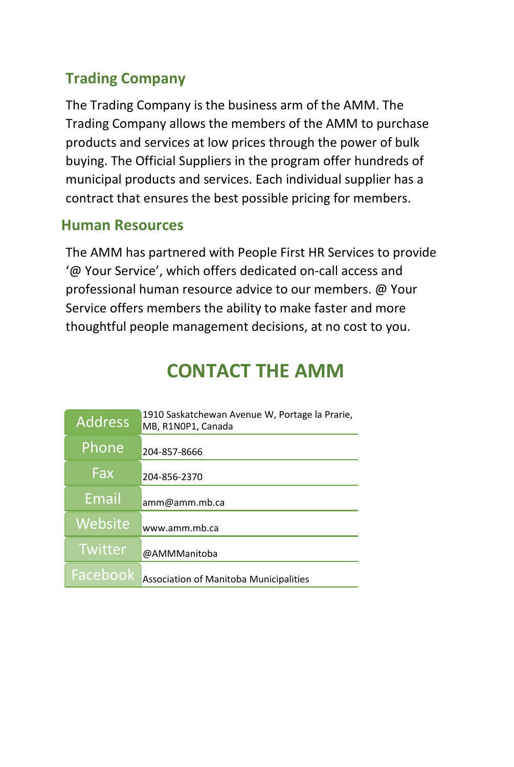## Trading Company

The Trading Company is the business arm of the AMM. The Trading Company allows the members of the AMM to purchase products and services at low prices through the power of bulk buying. The Official Suppliers in the program offer hundreds of municipal products and services. Each individual supplier has a contract that ensures the best possible pricing for members.

## Human Resources

The AMM has partnered with People First HR Services to provide ‘@ Your Service’, which offers dedicated on-call access and professional human resource advice to our members. @ Your Service offers members the ability to make faster and more thoughtful people management decisions, at no cost to you.

# CONTACT THE AMM

| | |
|---|---|
| Address | 1910 Saskatchewan Avenue W, Portage la Prarie, MB, R1N0P1, Canada |
| Phone | 204-857-8666 |
| Fax | 204-856-2370 |
| Email | amm@amm.mb.ca |
| Website | www.amm.mb.ca |
| Twitter | @AMMManitoba |
| Facebook | Association of Manitoba Municipalities |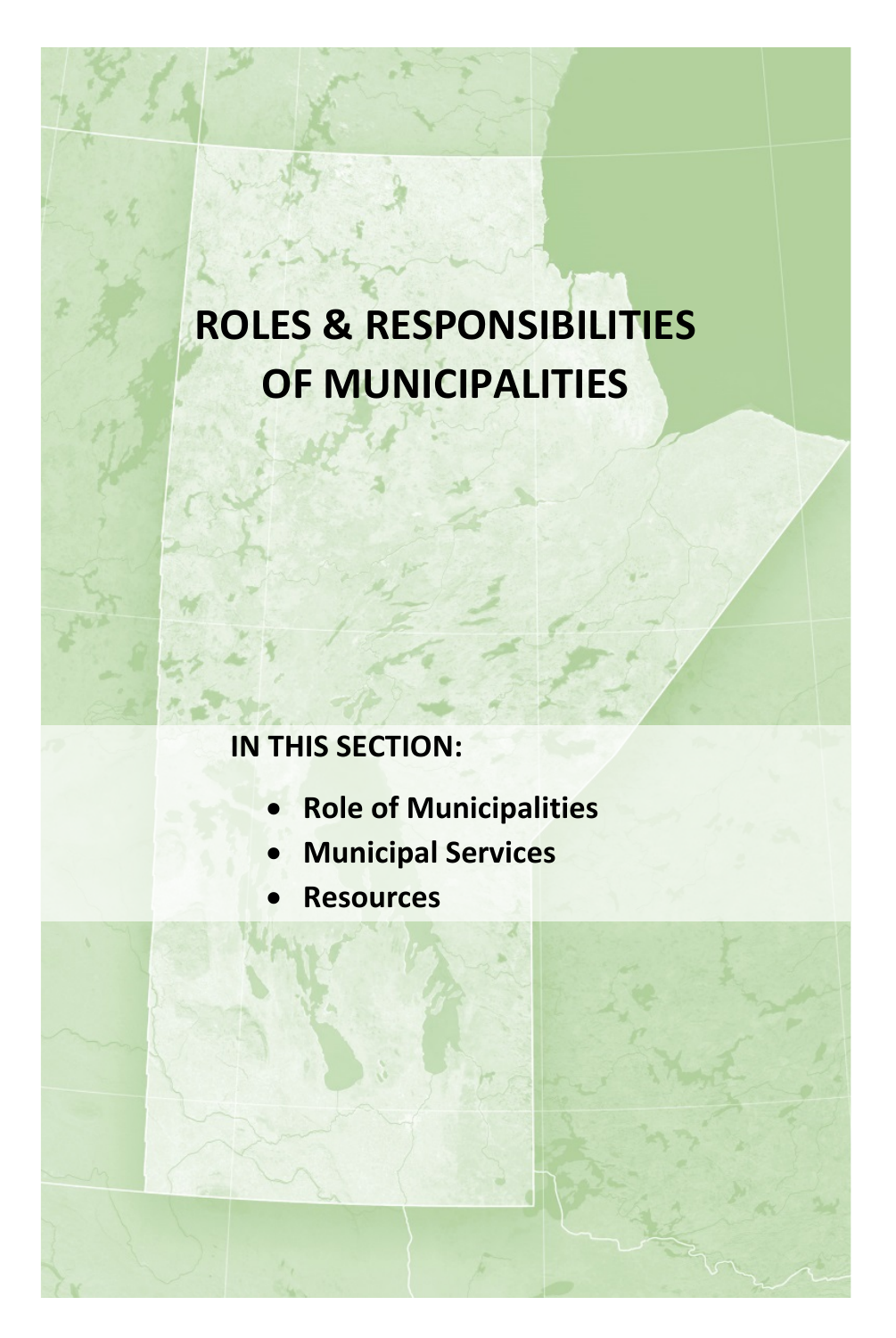# ROLES & RESPONSIBILITIES OF MUNICIPALITIES

**IN THIS SECTION:**

- **Role of Municipalities**
- **Municipal Services**
- **Resources**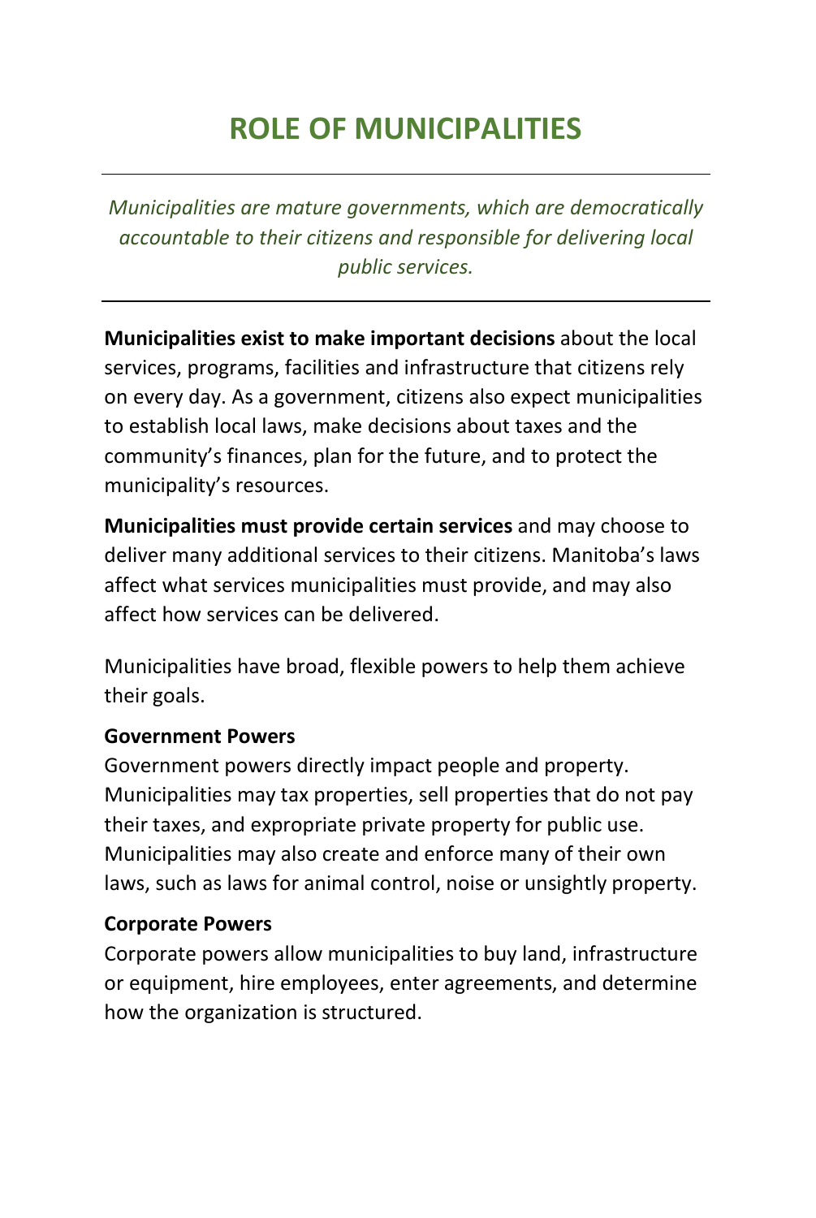# ROLE OF MUNICIPALITIES

---

*Municipalities are mature governments, which are democratically accountable to their citizens and responsible for delivering local public services.*

---

**Municipalities exist to make important decisions** about the local services, programs, facilities and infrastructure that citizens rely on every day. As a government, citizens also expect municipalities to establish local laws, make decisions about taxes and the community's finances, plan for the future, and to protect the municipality's resources.

**Municipalities must provide certain services** and may choose to deliver many additional services to their citizens. Manitoba's laws affect what services municipalities must provide, and may also affect how services can be delivered.

Municipalities have broad, flexible powers to help them achieve their goals.

**Government Powers**
Government powers directly impact people and property. Municipalities may tax properties, sell properties that do not pay their taxes, and expropriate private property for public use. Municipalities may also create and enforce many of their own laws, such as laws for animal control, noise or unsightly property.

**Corporate Powers**
Corporate powers allow municipalities to buy land, infrastructure or equipment, hire employees, enter agreements, and determine how the organization is structured.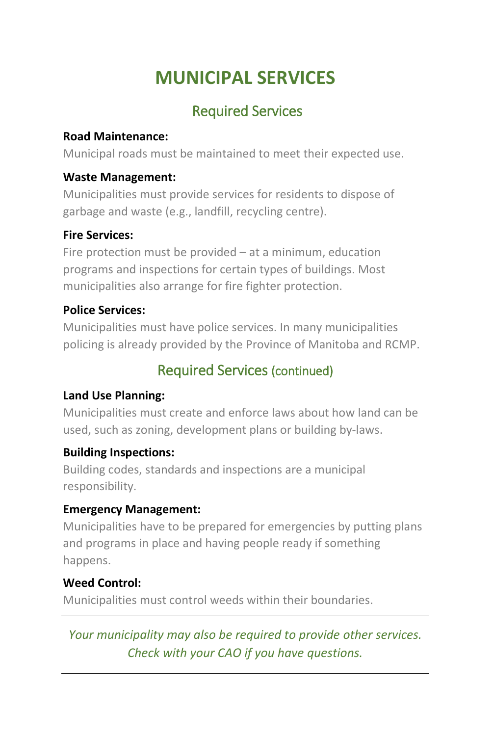# MUNICIPAL SERVICES

## Required Services

**Road Maintenance:**

Municipal roads must be maintained to meet their expected use.

**Waste Management:**

Municipalities must provide services for residents to dispose of garbage and waste (e.g., landfill, recycling centre).

**Fire Services:**

Fire protection must be provided – at a minimum, education programs and inspections for certain types of buildings. Most municipalities also arrange for fire fighter protection.

**Police Services:**

Municipalities must have police services. In many municipalities policing is already provided by the Province of Manitoba and RCMP.

## Required Services (continued)

**Land Use Planning:**

Municipalities must create and enforce laws about how land can be used, such as zoning, development plans or building by-laws.

**Building Inspections:**

Building codes, standards and inspections are a municipal responsibility.

**Emergency Management:**

Municipalities have to be prepared for emergencies by putting plans and programs in place and having people ready if something happens.

**Weed Control:**

Municipalities must control weeds within their boundaries.

---

*Your municipality may also be required to provide other services. Check with your CAO if you have questions.*

---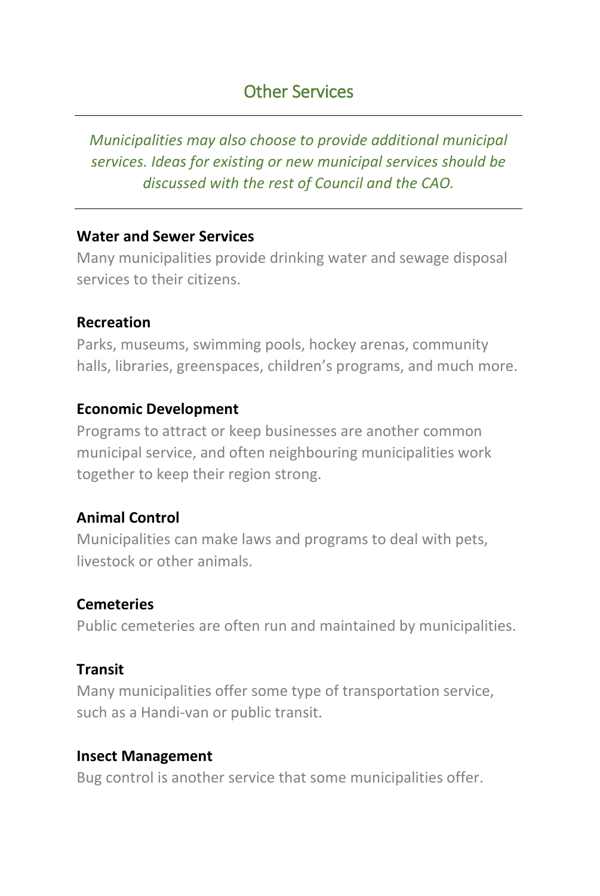## Other Services

*Municipalities may also choose to provide additional municipal services. Ideas for existing or new municipal services should be discussed with the rest of Council and the CAO.*

**Water and Sewer Services**

Many municipalities provide drinking water and sewage disposal services to their citizens.

**Recreation**

Parks, museums, swimming pools, hockey arenas, community halls, libraries, greenspaces, children's programs, and much more.

**Economic Development**

Programs to attract or keep businesses are another common municipal service, and often neighbouring municipalities work together to keep their region strong.

**Animal Control**

Municipalities can make laws and programs to deal with pets, livestock or other animals.

**Cemeteries**

Public cemeteries are often run and maintained by municipalities.

**Transit**

Many municipalities offer some type of transportation service, such as a Handi-van or public transit.

**Insect Management**

Bug control is another service that some municipalities offer.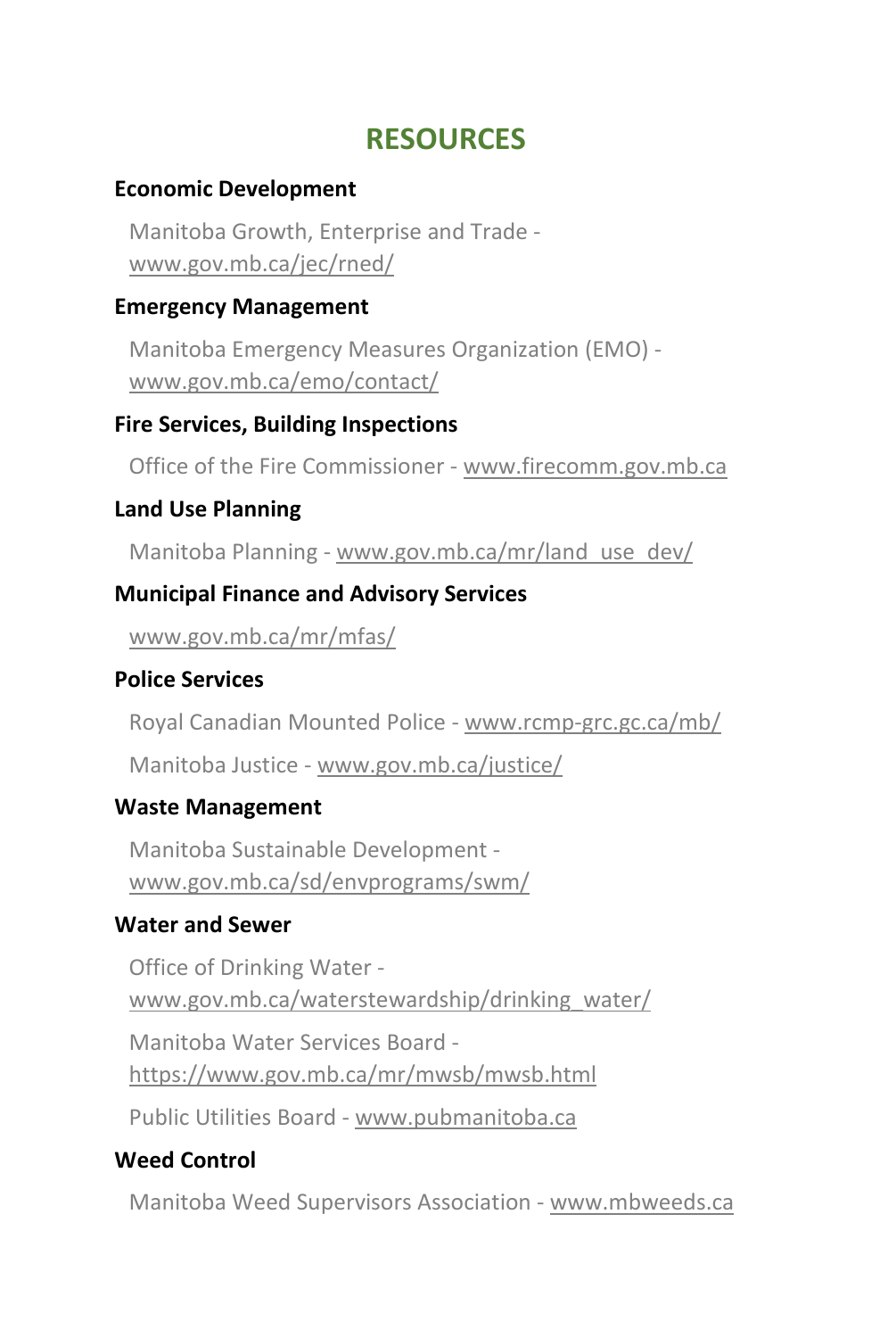# RESOURCES

### Economic Development

Manitoba Growth, Enterprise and Trade - www.gov.mb.ca/jec/rned/

### Emergency Management

Manitoba Emergency Measures Organization (EMO) - www.gov.mb.ca/emo/contact/

### Fire Services, Building Inspections

Office of the Fire Commissioner - www.firecomm.gov.mb.ca

### Land Use Planning

Manitoba Planning - www.gov.mb.ca/mr/land_use_dev/

### Municipal Finance and Advisory Services

www.gov.mb.ca/mr/mfas/

### Police Services

Royal Canadian Mounted Police - www.rcmp-grc.gc.ca/mb/

Manitoba Justice - www.gov.mb.ca/justice/

### Waste Management

Manitoba Sustainable Development - www.gov.mb.ca/sd/envprograms/swm/

### Water and Sewer

Office of Drinking Water - www.gov.mb.ca/waterstewardship/drinking_water/

Manitoba Water Services Board - https://www.gov.mb.ca/mr/mwsb/mwsb.html

Public Utilities Board - www.pubmanitoba.ca

### Weed Control

Manitoba Weed Supervisors Association - www.mbweeds.ca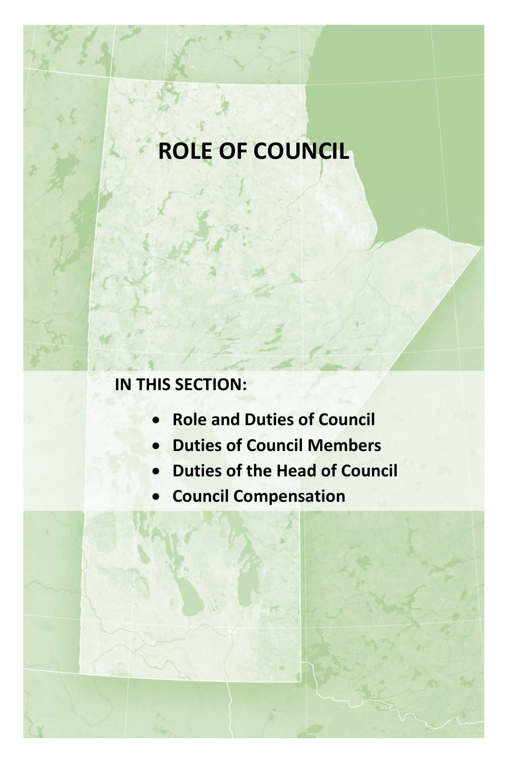# ROLE OF COUNCIL

**IN THIS SECTION:**

- **Role and Duties of Council**
- **Duties of Council Members**
- **Duties of the Head of Council**
- **Council Compensation**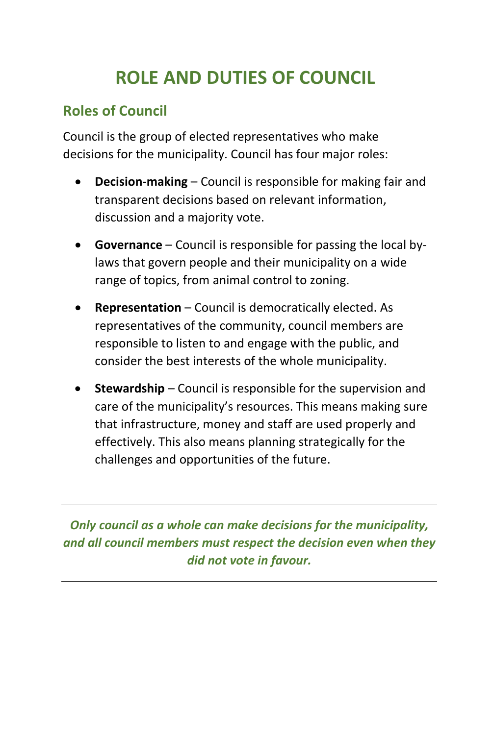# ROLE AND DUTIES OF COUNCIL

## Roles of Council

Council is the group of elected representatives who make decisions for the municipality. Council has four major roles:

- **Decision-making** – Council is responsible for making fair and transparent decisions based on relevant information, discussion and a majority vote.
- **Governance** – Council is responsible for passing the local by-laws that govern people and their municipality on a wide range of topics, from animal control to zoning.
- **Representation** – Council is democratically elected. As representatives of the community, council members are responsible to listen to and engage with the public, and consider the best interests of the whole municipality.
- **Stewardship** – Council is responsible for the supervision and care of the municipality's resources. This means making sure that infrastructure, money and staff are used properly and effectively. This also means planning strategically for the challenges and opportunities of the future.

---

***Only council as a whole can make decisions for the municipality, and all council members must respect the decision even when they did not vote in favour.***

---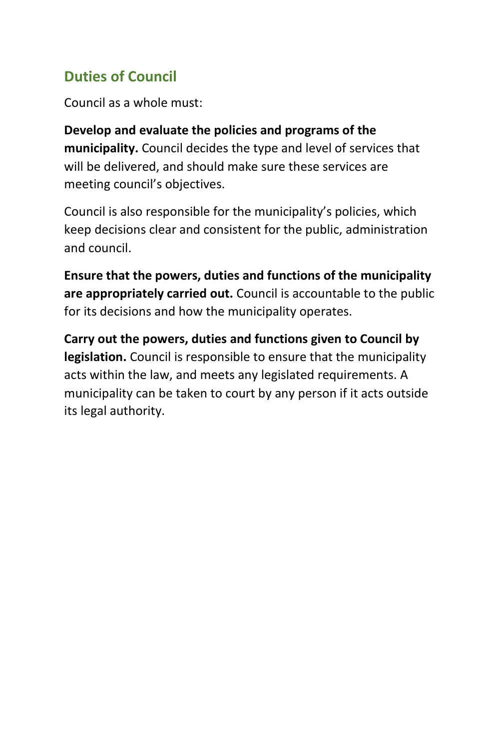## Duties of Council

Council as a whole must:

**Develop and evaluate the policies and programs of the municipality.** Council decides the type and level of services that will be delivered, and should make sure these services are meeting council's objectives.

Council is also responsible for the municipality's policies, which keep decisions clear and consistent for the public, administration and council.

**Ensure that the powers, duties and functions of the municipality are appropriately carried out.** Council is accountable to the public for its decisions and how the municipality operates.

**Carry out the powers, duties and functions given to Council by legislation.** Council is responsible to ensure that the municipality acts within the law, and meets any legislated requirements. A municipality can be taken to court by any person if it acts outside its legal authority.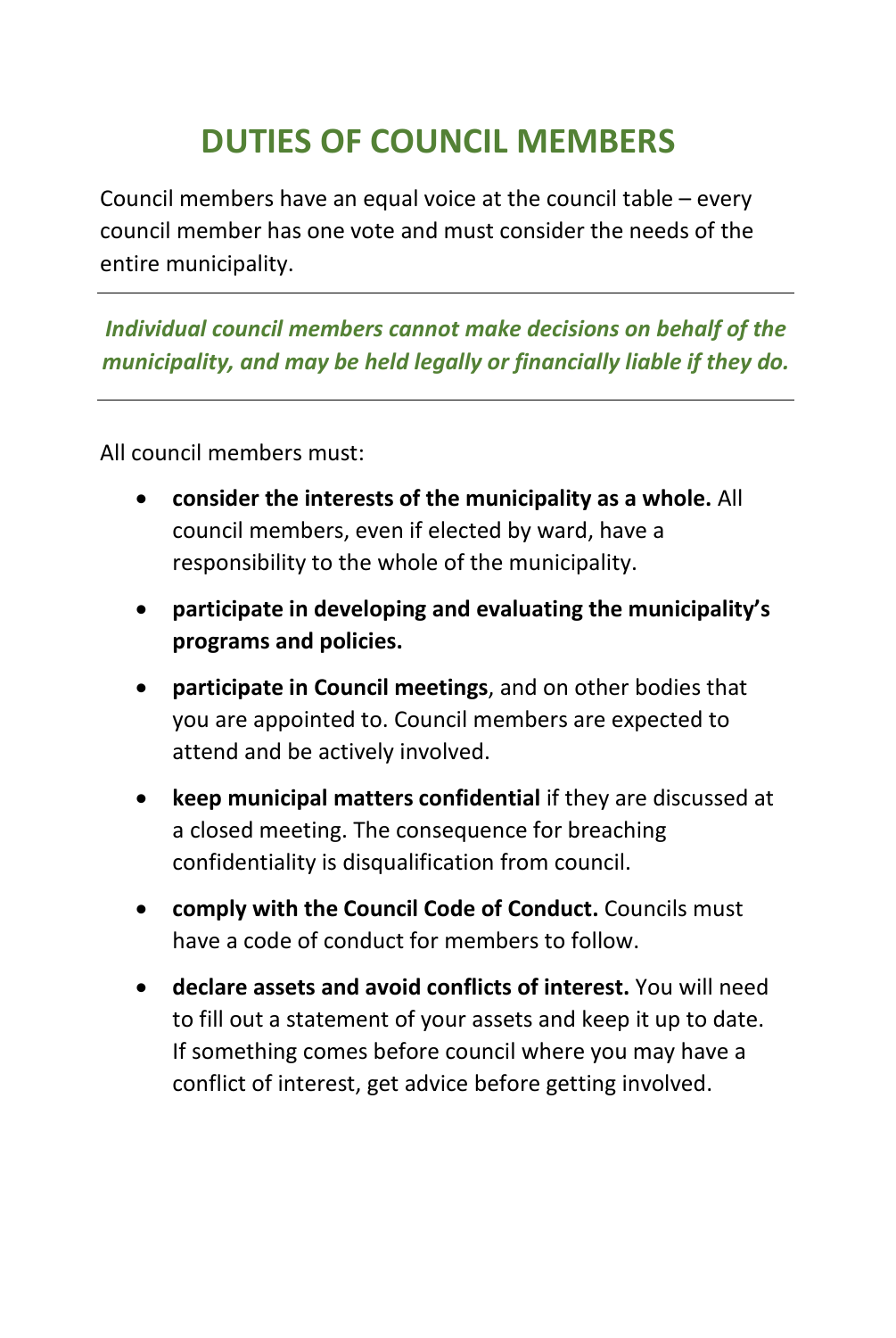# DUTIES OF COUNCIL MEMBERS

Council members have an equal voice at the council table – every council member has one vote and must consider the needs of the entire municipality.

---

***Individual council members cannot make decisions on behalf of the municipality, and may be held legally or financially liable if they do.***

---

All council members must:

- **consider the interests of the municipality as a whole.** All council members, even if elected by ward, have a responsibility to the whole of the municipality.
- **participate in developing and evaluating the municipality's programs and policies.**
- **participate in Council meetings**, and on other bodies that you are appointed to. Council members are expected to attend and be actively involved.
- **keep municipal matters confidential** if they are discussed at a closed meeting. The consequence for breaching confidentiality is disqualification from council.
- **comply with the Council Code of Conduct.** Councils must have a code of conduct for members to follow.
- **declare assets and avoid conflicts of interest.** You will need to fill out a statement of your assets and keep it up to date. If something comes before council where you may have a conflict of interest, get advice before getting involved.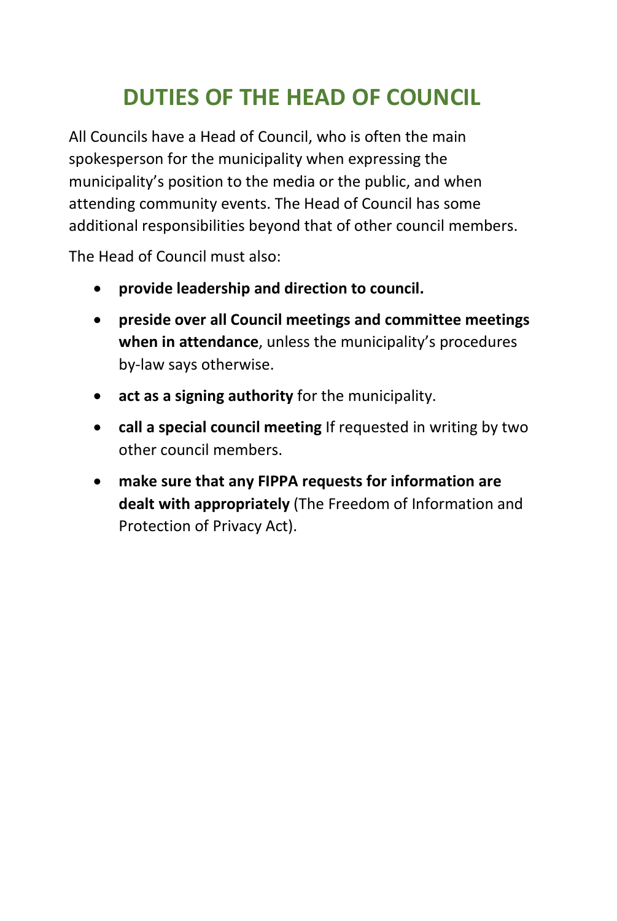# DUTIES OF THE HEAD OF COUNCIL

All Councils have a Head of Council, who is often the main spokesperson for the municipality when expressing the municipality's position to the media or the public, and when attending community events. The Head of Council has some additional responsibilities beyond that of other council members.

The Head of Council must also:

- **provide leadership and direction to council.**
- **preside over all Council meetings and committee meetings when in attendance**, unless the municipality's procedures by-law says otherwise.
- **act as a signing authority** for the municipality.
- **call a special council meeting** If requested in writing by two other council members.
- **make sure that any FIPPA requests for information are dealt with appropriately** (The Freedom of Information and Protection of Privacy Act).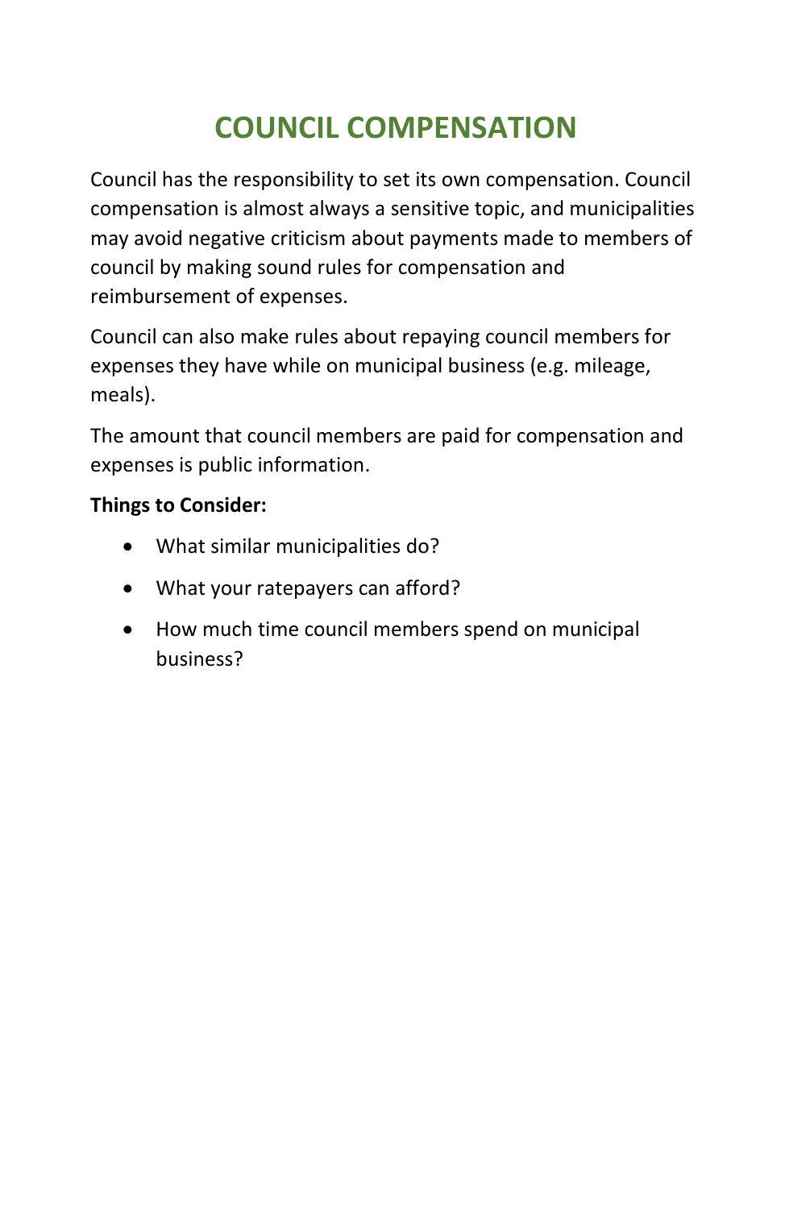# COUNCIL COMPENSATION

Council has the responsibility to set its own compensation. Council compensation is almost always a sensitive topic, and municipalities may avoid negative criticism about payments made to members of council by making sound rules for compensation and reimbursement of expenses.

Council can also make rules about repaying council members for expenses they have while on municipal business (e.g. mileage, meals).

The amount that council members are paid for compensation and expenses is public information.

**Things to Consider:**

- What similar municipalities do?
- What your ratepayers can afford?
- How much time council members spend on municipal business?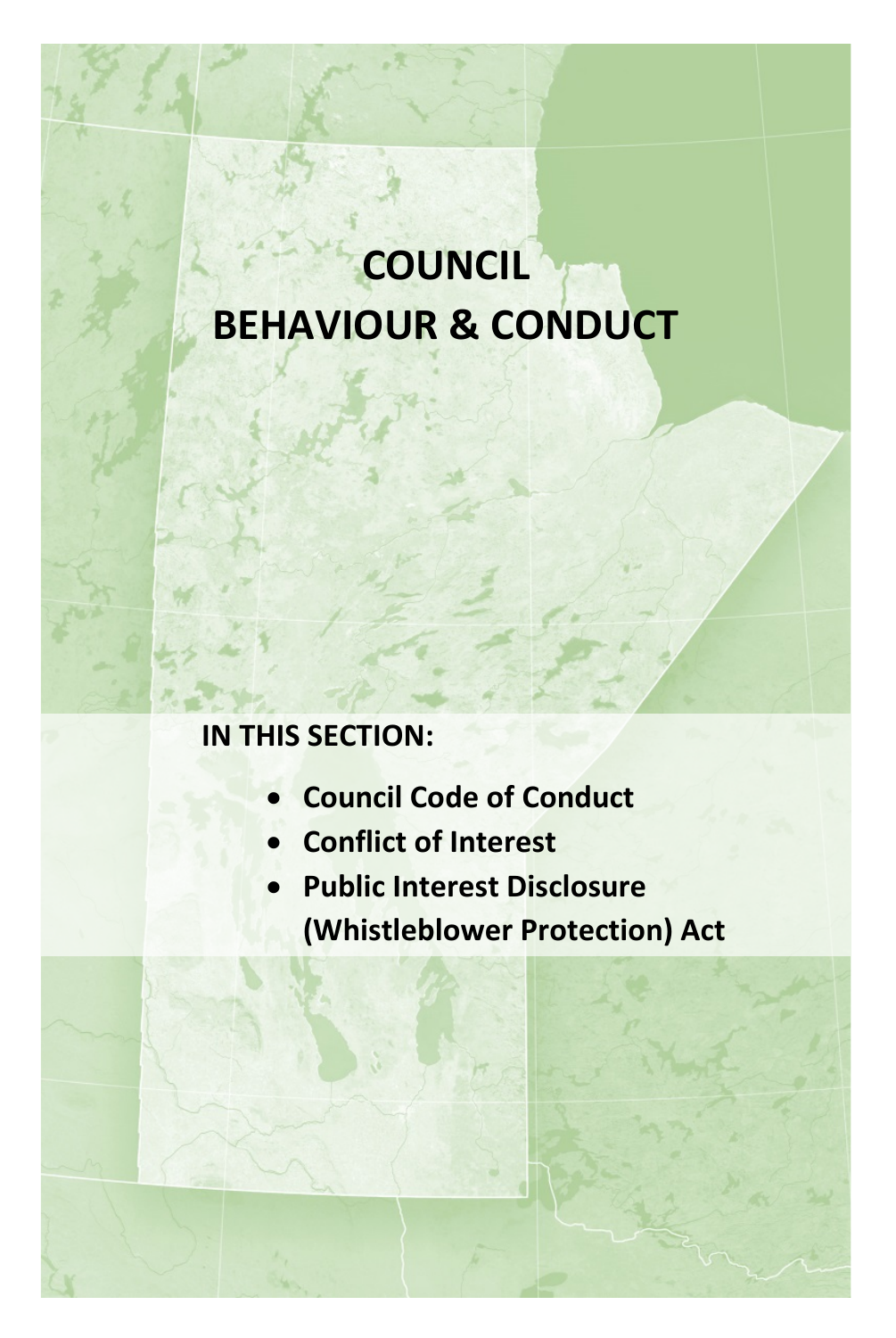# COUNCIL BEHAVIOUR & CONDUCT

**IN THIS SECTION:**

- **Council Code of Conduct**
- **Conflict of Interest**
- **Public Interest Disclosure (Whistleblower Protection) Act**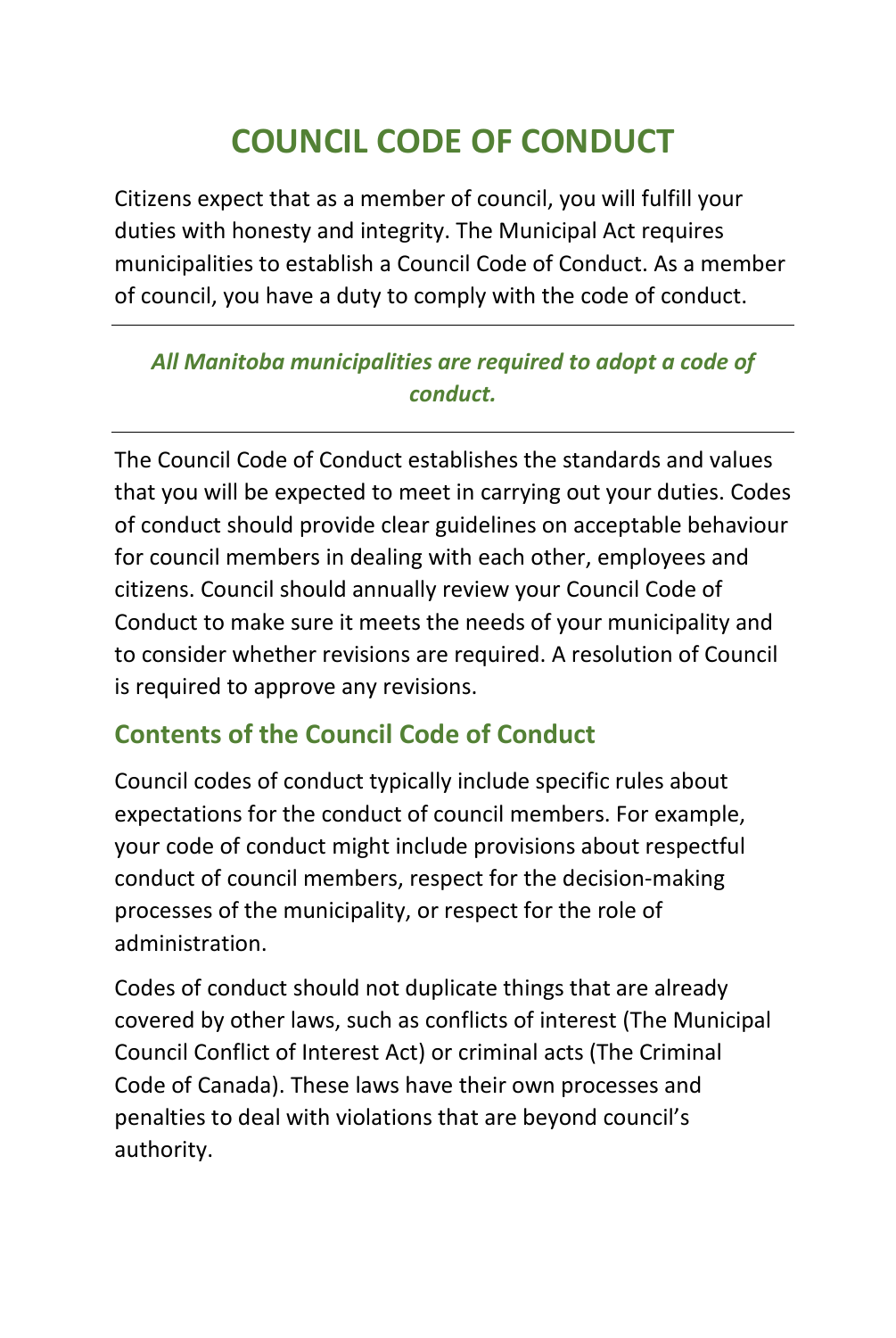# COUNCIL CODE OF CONDUCT

Citizens expect that as a member of council, you will fulfill your duties with honesty and integrity. The Municipal Act requires municipalities to establish a Council Code of Conduct. As a member of council, you have a duty to comply with the code of conduct.

---

***All Manitoba municipalities are required to adopt a code of conduct.***

---

The Council Code of Conduct establishes the standards and values that you will be expected to meet in carrying out your duties. Codes of conduct should provide clear guidelines on acceptable behaviour for council members in dealing with each other, employees and citizens. Council should annually review your Council Code of Conduct to make sure it meets the needs of your municipality and to consider whether revisions are required. A resolution of Council is required to approve any revisions.

## Contents of the Council Code of Conduct

Council codes of conduct typically include specific rules about expectations for the conduct of council members. For example, your code of conduct might include provisions about respectful conduct of council members, respect for the decision-making processes of the municipality, or respect for the role of administration.

Codes of conduct should not duplicate things that are already covered by other laws, such as conflicts of interest (The Municipal Council Conflict of Interest Act) or criminal acts (The Criminal Code of Canada). These laws have their own processes and penalties to deal with violations that are beyond council's authority.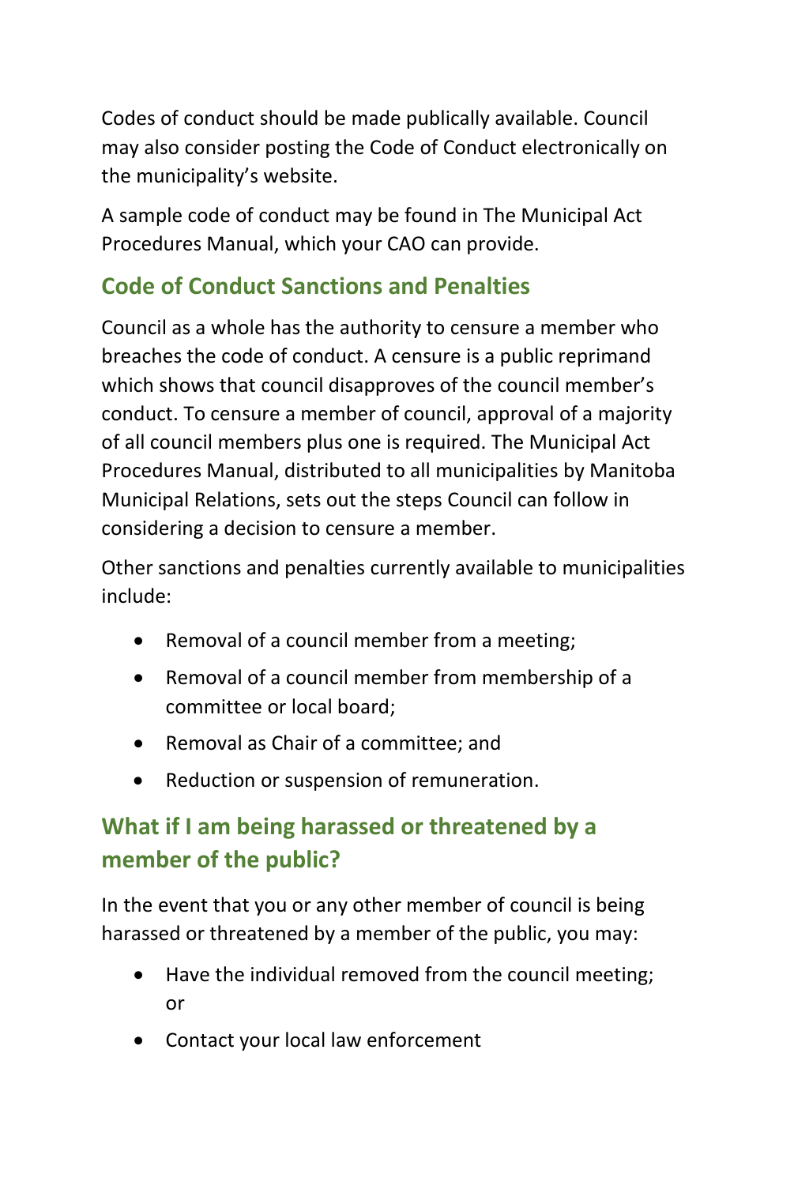Codes of conduct should be made publically available. Council may also consider posting the Code of Conduct electronically on the municipality's website.

A sample code of conduct may be found in The Municipal Act Procedures Manual, which your CAO can provide.

## Code of Conduct Sanctions and Penalties

Council as a whole has the authority to censure a member who breaches the code of conduct. A censure is a public reprimand which shows that council disapproves of the council member's conduct. To censure a member of council, approval of a majority of all council members plus one is required. The Municipal Act Procedures Manual, distributed to all municipalities by Manitoba Municipal Relations, sets out the steps Council can follow in considering a decision to censure a member.

Other sanctions and penalties currently available to municipalities include:

- Removal of a council member from a meeting;
- Removal of a council member from membership of a committee or local board;
- Removal as Chair of a committee; and
- Reduction or suspension of remuneration.

## What if I am being harassed or threatened by a member of the public?

In the event that you or any other member of council is being harassed or threatened by a member of the public, you may:

- Have the individual removed from the council meeting; or
- Contact your local law enforcement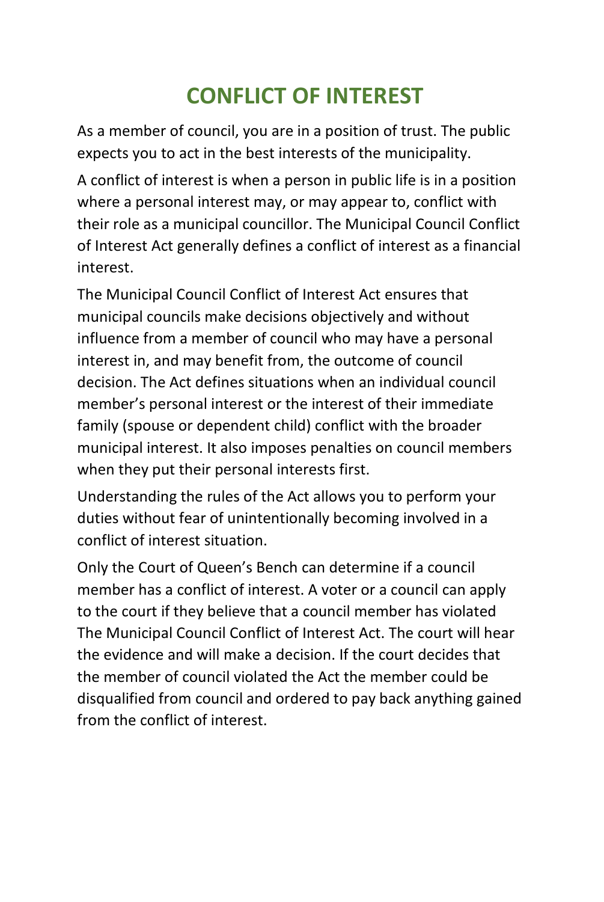# CONFLICT OF INTEREST

As a member of council, you are in a position of trust. The public expects you to act in the best interests of the municipality.

A conflict of interest is when a person in public life is in a position where a personal interest may, or may appear to, conflict with their role as a municipal councillor. The Municipal Council Conflict of Interest Act generally defines a conflict of interest as a financial interest.

The Municipal Council Conflict of Interest Act ensures that municipal councils make decisions objectively and without influence from a member of council who may have a personal interest in, and may benefit from, the outcome of council decision. The Act defines situations when an individual council member's personal interest or the interest of their immediate family (spouse or dependent child) conflict with the broader municipal interest. It also imposes penalties on council members when they put their personal interests first.

Understanding the rules of the Act allows you to perform your duties without fear of unintentionally becoming involved in a conflict of interest situation.

Only the Court of Queen's Bench can determine if a council member has a conflict of interest. A voter or a council can apply to the court if they believe that a council member has violated The Municipal Council Conflict of Interest Act. The court will hear the evidence and will make a decision. If the court decides that the member of council violated the Act the member could be disqualified from council and ordered to pay back anything gained from the conflict of interest.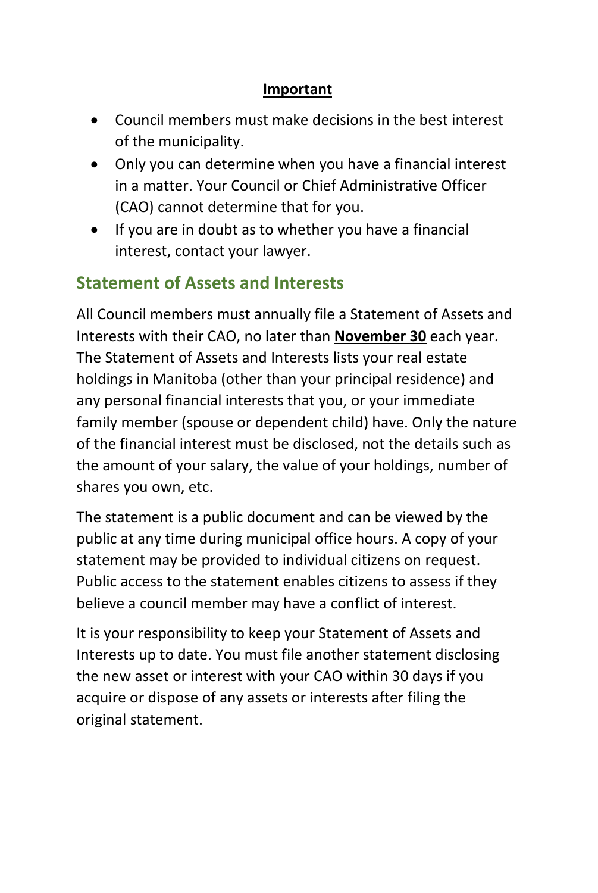**Important**

- Council members must make decisions in the best interest of the municipality.
- Only you can determine when you have a financial interest in a matter. Your Council or Chief Administrative Officer (CAO) cannot determine that for you.
- If you are in doubt as to whether you have a financial interest, contact your lawyer.

## Statement of Assets and Interests

All Council members must annually file a Statement of Assets and Interests with their CAO, no later than **November 30** each year. The Statement of Assets and Interests lists your real estate holdings in Manitoba (other than your principal residence) and any personal financial interests that you, or your immediate family member (spouse or dependent child) have. Only the nature of the financial interest must be disclosed, not the details such as the amount of your salary, the value of your holdings, number of shares you own, etc.

The statement is a public document and can be viewed by the public at any time during municipal office hours. A copy of your statement may be provided to individual citizens on request. Public access to the statement enables citizens to assess if they believe a council member may have a conflict of interest.

It is your responsibility to keep your Statement of Assets and Interests up to date. You must file another statement disclosing the new asset or interest with your CAO within 30 days if you acquire or dispose of any assets or interests after filing the original statement.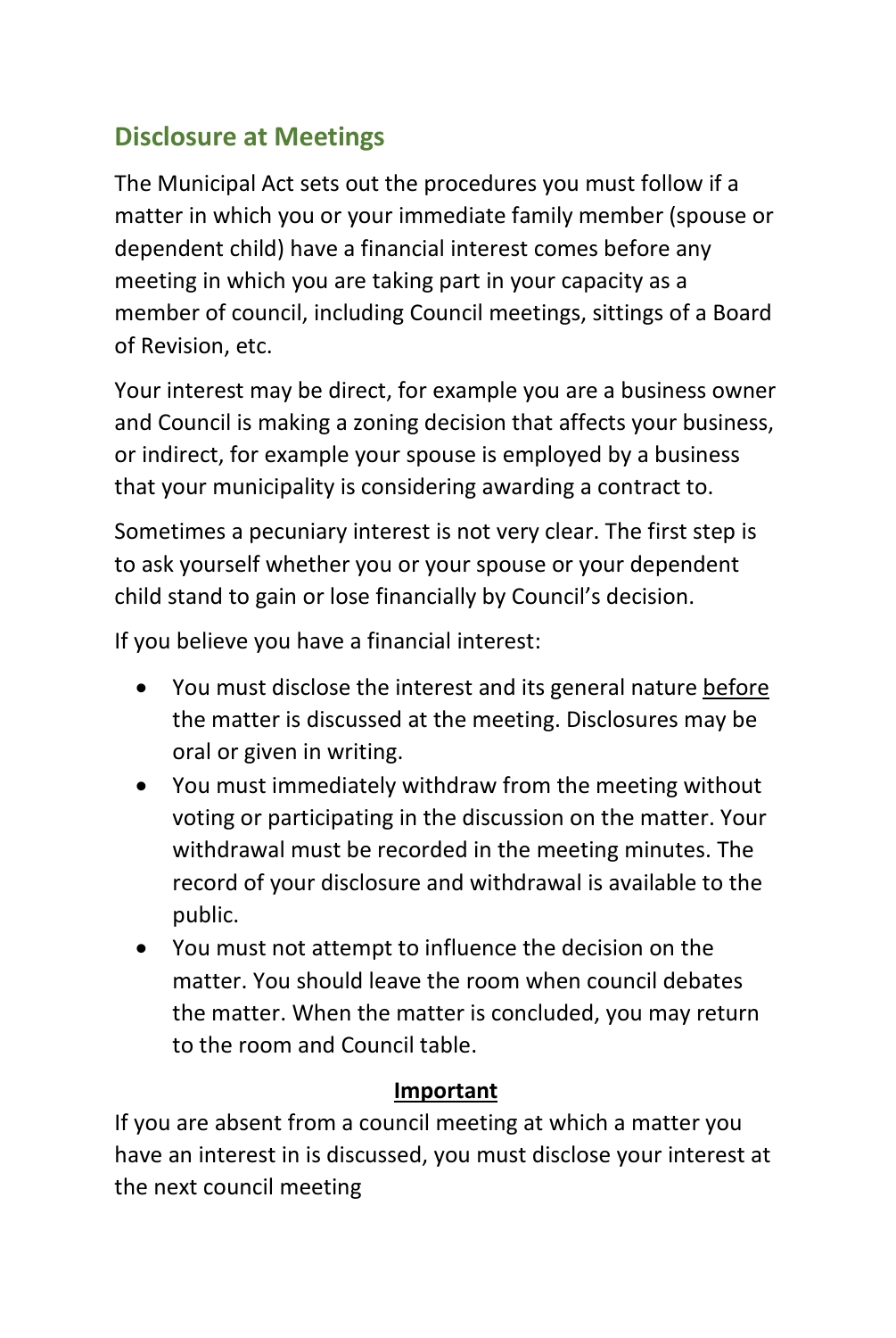## Disclosure at Meetings

The Municipal Act sets out the procedures you must follow if a matter in which you or your immediate family member (spouse or dependent child) have a financial interest comes before any meeting in which you are taking part in your capacity as a member of council, including Council meetings, sittings of a Board of Revision, etc.

Your interest may be direct, for example you are a business owner and Council is making a zoning decision that affects your business, or indirect, for example your spouse is employed by a business that your municipality is considering awarding a contract to.

Sometimes a pecuniary interest is not very clear. The first step is to ask yourself whether you or your spouse or your dependent child stand to gain or lose financially by Council's decision.

If you believe you have a financial interest:

- You must disclose the interest and its general nature <u>before</u> the matter is discussed at the meeting. Disclosures may be oral or given in writing.
- You must immediately withdraw from the meeting without voting or participating in the discussion on the matter. Your withdrawal must be recorded in the meeting minutes. The record of your disclosure and withdrawal is available to the public.
- You must not attempt to influence the decision on the matter. You should leave the room when council debates the matter. When the matter is concluded, you may return to the room and Council table.

**<u>Important</u>**

If you are absent from a council meeting at which a matter you have an interest in is discussed, you must disclose your interest at the next council meeting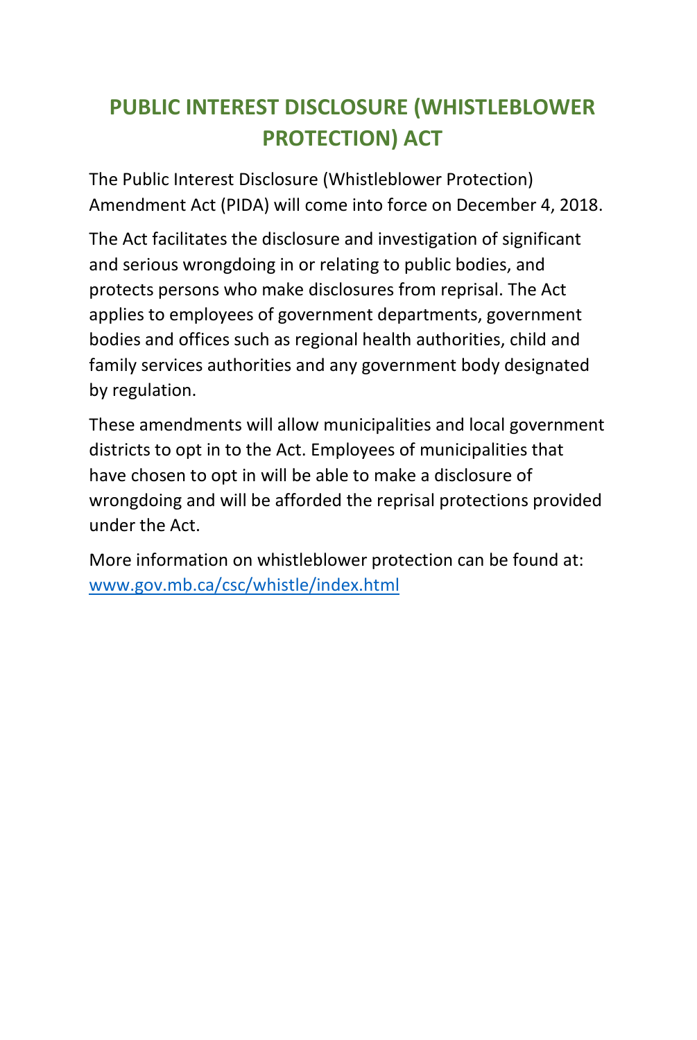# PUBLIC INTEREST DISCLOSURE (WHISTLEBLOWER PROTECTION) ACT

The Public Interest Disclosure (Whistleblower Protection) Amendment Act (PIDA) will come into force on December 4, 2018.

The Act facilitates the disclosure and investigation of significant and serious wrongdoing in or relating to public bodies, and protects persons who make disclosures from reprisal. The Act applies to employees of government departments, government bodies and offices such as regional health authorities, child and family services authorities and any government body designated by regulation.

These amendments will allow municipalities and local government districts to opt in to the Act. Employees of municipalities that have chosen to opt in will be able to make a disclosure of wrongdoing and will be afforded the reprisal protections provided under the Act.

More information on whistleblower protection can be found at: [www.gov.mb.ca/csc/whistle/index.html](http://www.gov.mb.ca/csc/whistle/index.html)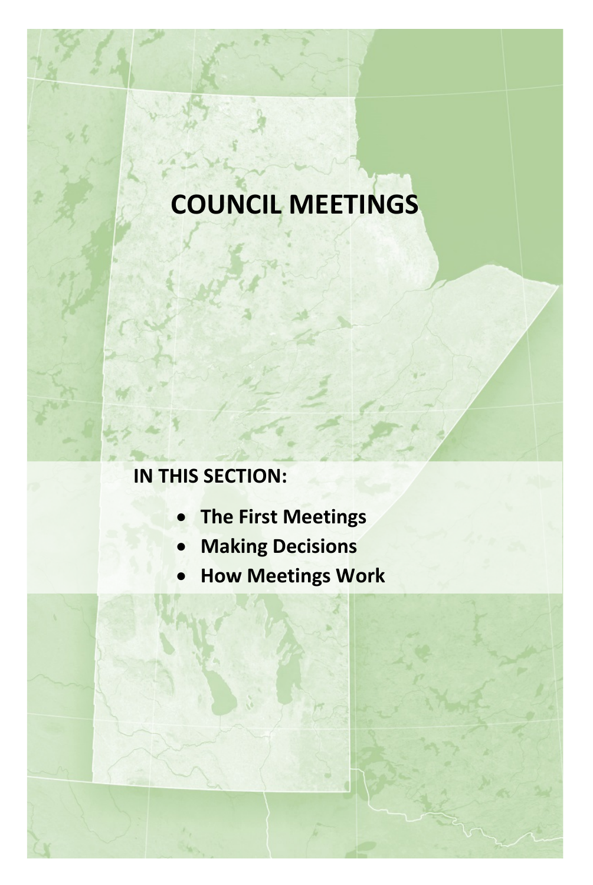# COUNCIL MEETINGS

**IN THIS SECTION:**

- **The First Meetings**
- **Making Decisions**
- **How Meetings Work**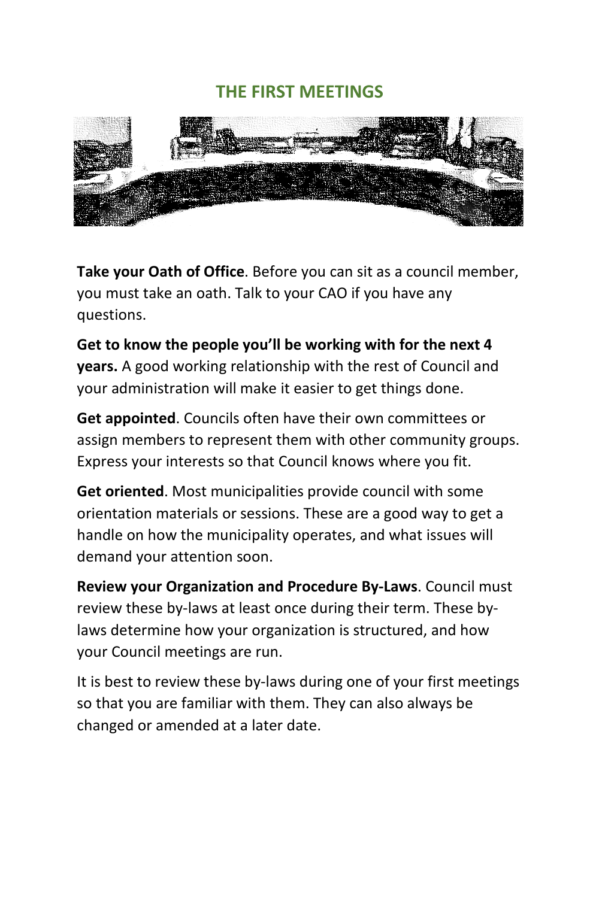## THE FIRST MEETINGS

**Take your Oath of Office**. Before you can sit as a council member, you must take an oath. Talk to your CAO if you have any questions.

**Get to know the people you'll be working with for the next 4 years.** A good working relationship with the rest of Council and your administration will make it easier to get things done.

**Get appointed**. Councils often have their own committees or assign members to represent them with other community groups. Express your interests so that Council knows where you fit.

**Get oriented**. Most municipalities provide council with some orientation materials or sessions. These are a good way to get a handle on how the municipality operates, and what issues will demand your attention soon.

**Review your Organization and Procedure By-Laws**. Council must review these by-laws at least once during their term. These by-laws determine how your organization is structured, and how your Council meetings are run.

It is best to review these by-laws during one of your first meetings so that you are familiar with them. They can also always be changed or amended at a later date.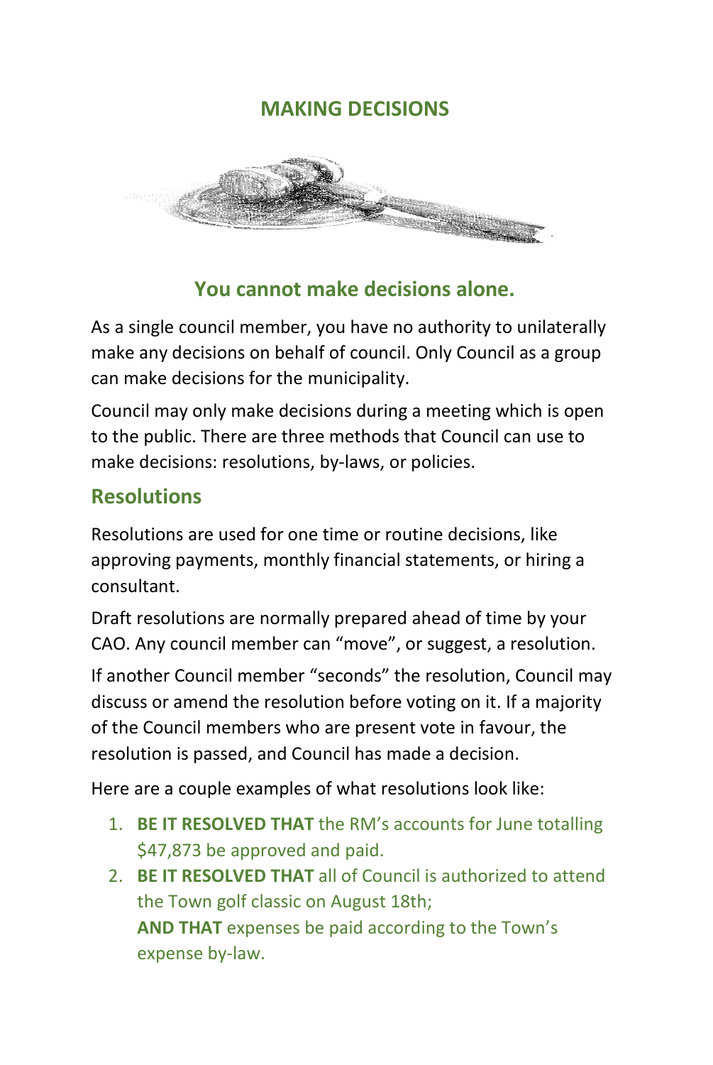# MAKING DECISIONS

### You cannot make decisions alone.

As a single council member, you have no authority to unilaterally make any decisions on behalf of council. Only Council as a group can make decisions for the municipality.

Council may only make decisions during a meeting which is open to the public. There are three methods that Council can use to make decisions: resolutions, by-laws, or policies.

## Resolutions

Resolutions are used for one time or routine decisions, like approving payments, monthly financial statements, or hiring a consultant.

Draft resolutions are normally prepared ahead of time by your CAO. Any council member can "move", or suggest, a resolution.

If another Council member "seconds" the resolution, Council may discuss or amend the resolution before voting on it. If a majority of the Council members who are present vote in favour, the resolution is passed, and Council has made a decision.

Here are a couple examples of what resolutions look like:

1. **BE IT RESOLVED THAT** the RM's accounts for June totalling $47,873 be approved and paid.
2. **BE IT RESOLVED THAT** all of Council is authorized to attend the Town golf classic on August 18th;
   **AND THAT** expenses be paid according to the Town's expense by-law.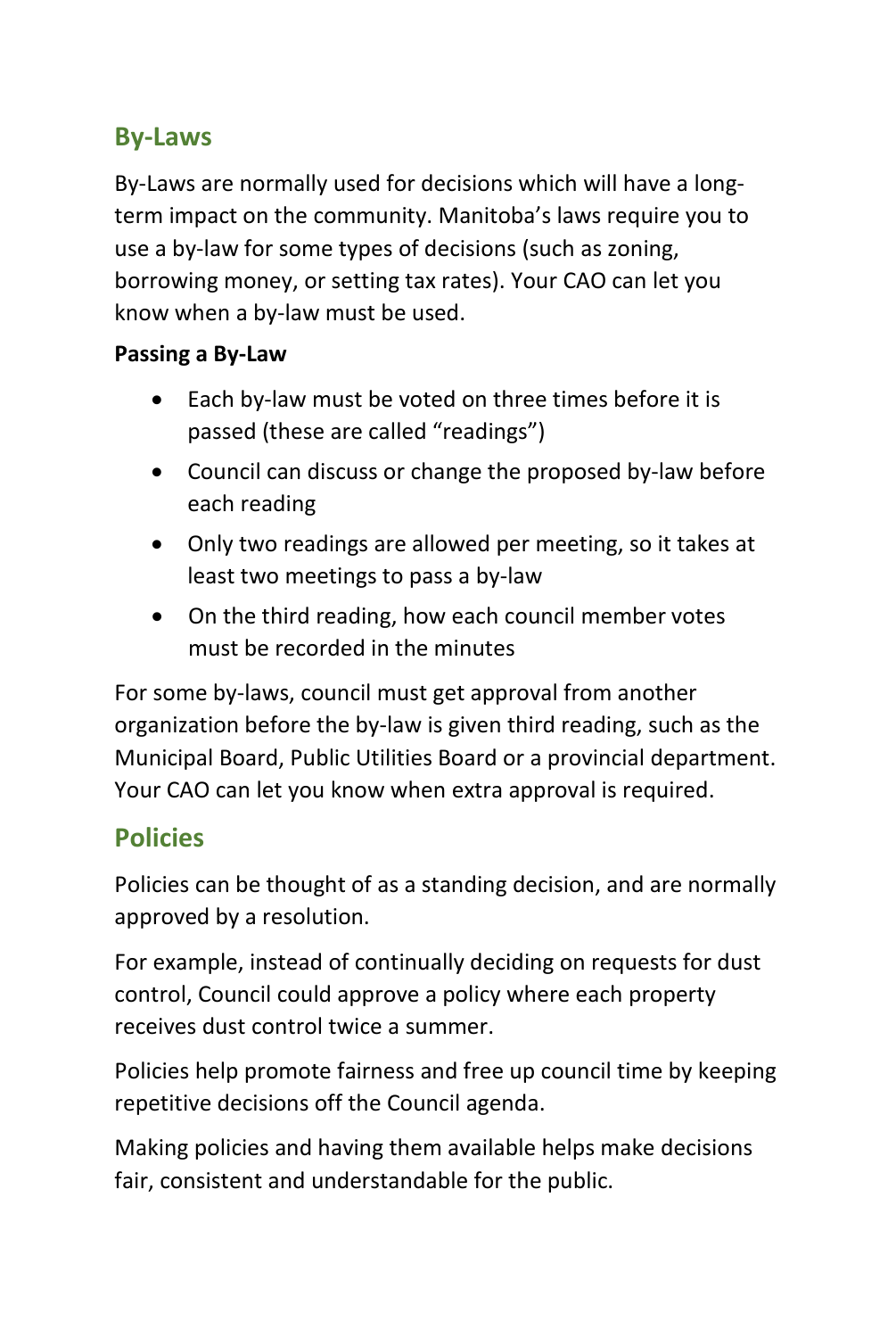## By-Laws

By-Laws are normally used for decisions which will have a long-term impact on the community. Manitoba's laws require you to use a by-law for some types of decisions (such as zoning, borrowing money, or setting tax rates). Your CAO can let you know when a by-law must be used.

**Passing a By-Law**

- Each by-law must be voted on three times before it is passed (these are called "readings")
- Council can discuss or change the proposed by-law before each reading
- Only two readings are allowed per meeting, so it takes at least two meetings to pass a by-law
- On the third reading, how each council member votes must be recorded in the minutes

For some by-laws, council must get approval from another organization before the by-law is given third reading, such as the Municipal Board, Public Utilities Board or a provincial department. Your CAO can let you know when extra approval is required.

## Policies

Policies can be thought of as a standing decision, and are normally approved by a resolution.

For example, instead of continually deciding on requests for dust control, Council could approve a policy where each property receives dust control twice a summer.

Policies help promote fairness and free up council time by keeping repetitive decisions off the Council agenda.

Making policies and having them available helps make decisions fair, consistent and understandable for the public.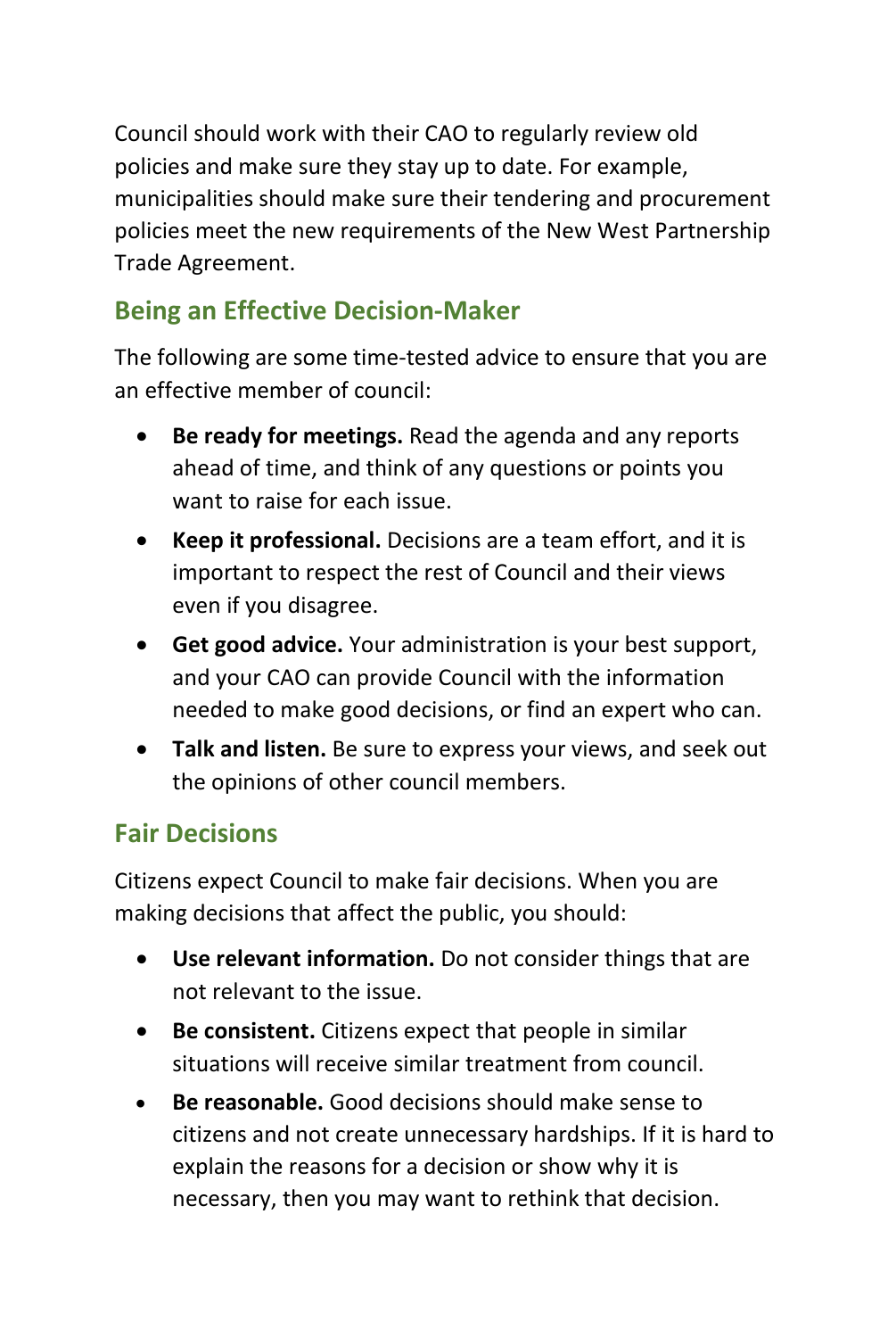Council should work with their CAO to regularly review old policies and make sure they stay up to date. For example, municipalities should make sure their tendering and procurement policies meet the new requirements of the New West Partnership Trade Agreement.

## Being an Effective Decision-Maker

The following are some time-tested advice to ensure that you are an effective member of council:

- **Be ready for meetings.** Read the agenda and any reports ahead of time, and think of any questions or points you want to raise for each issue.
- **Keep it professional.** Decisions are a team effort, and it is important to respect the rest of Council and their views even if you disagree.
- **Get good advice.** Your administration is your best support, and your CAO can provide Council with the information needed to make good decisions, or find an expert who can.
- **Talk and listen.** Be sure to express your views, and seek out the opinions of other council members.

## Fair Decisions

Citizens expect Council to make fair decisions. When you are making decisions that affect the public, you should:

- **Use relevant information.** Do not consider things that are not relevant to the issue.
- **Be consistent.** Citizens expect that people in similar situations will receive similar treatment from council.
- **Be reasonable.** Good decisions should make sense to citizens and not create unnecessary hardships. If it is hard to explain the reasons for a decision or show why it is necessary, then you may want to rethink that decision.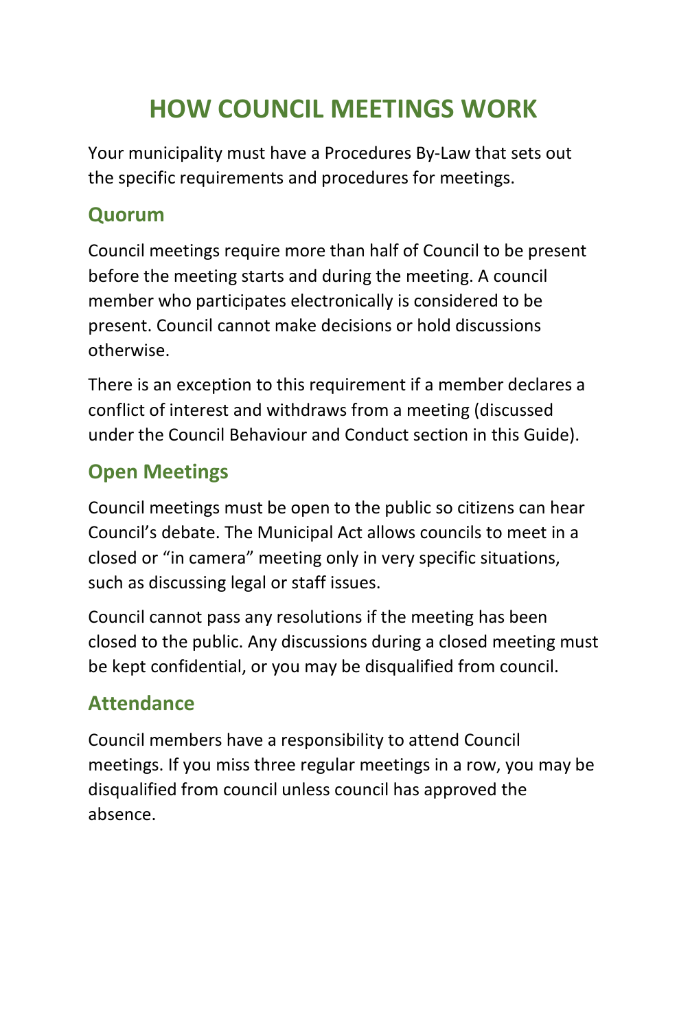# HOW COUNCIL MEETINGS WORK

Your municipality must have a Procedures By-Law that sets out the specific requirements and procedures for meetings.

## Quorum

Council meetings require more than half of Council to be present before the meeting starts and during the meeting. A council member who participates electronically is considered to be present. Council cannot make decisions or hold discussions otherwise.

There is an exception to this requirement if a member declares a conflict of interest and withdraws from a meeting (discussed under the Council Behaviour and Conduct section in this Guide).

## Open Meetings

Council meetings must be open to the public so citizens can hear Council's debate. The Municipal Act allows councils to meet in a closed or "in camera" meeting only in very specific situations, such as discussing legal or staff issues.

Council cannot pass any resolutions if the meeting has been closed to the public. Any discussions during a closed meeting must be kept confidential, or you may be disqualified from council.

## Attendance

Council members have a responsibility to attend Council meetings. If you miss three regular meetings in a row, you may be disqualified from council unless council has approved the absence.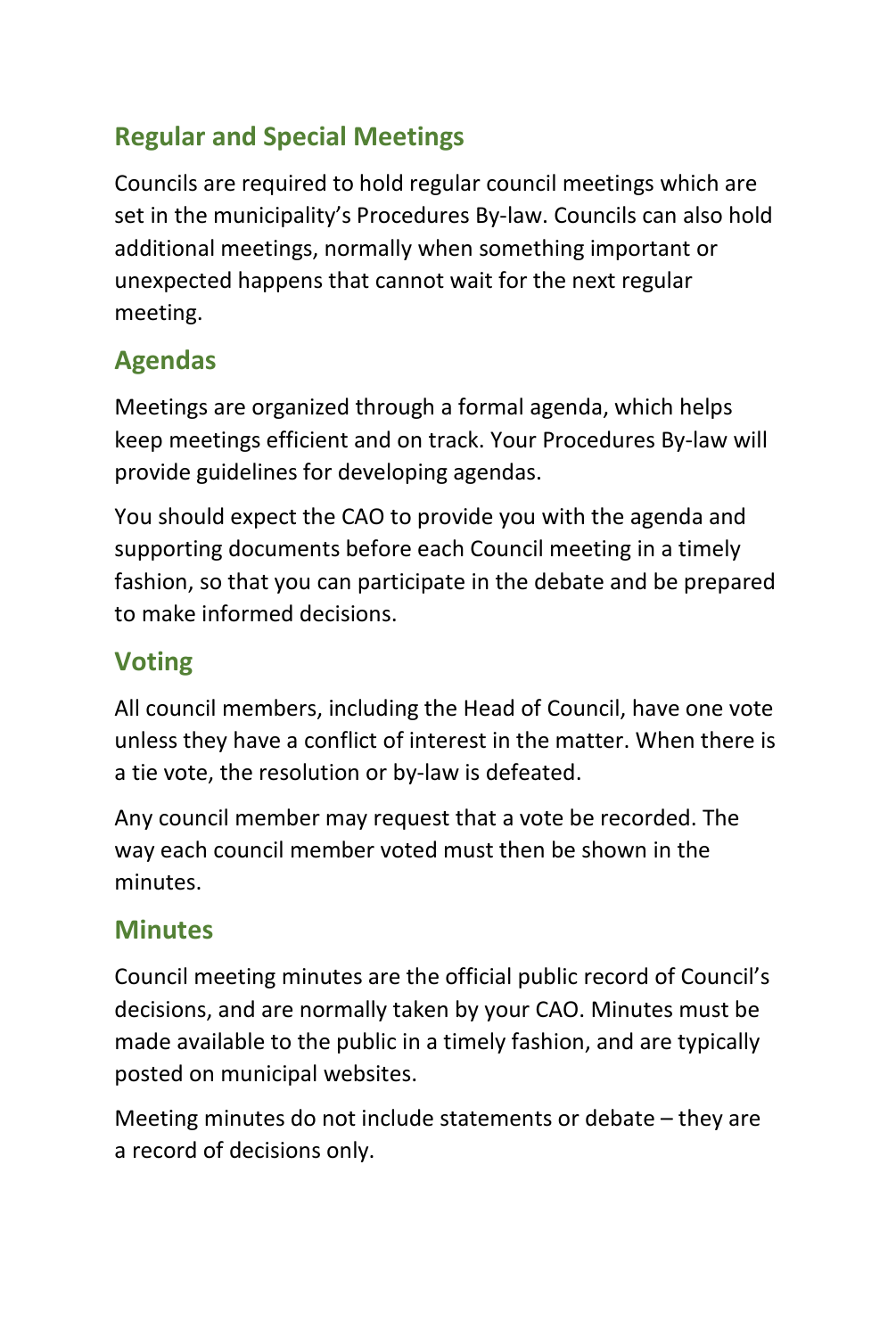## Regular and Special Meetings

Councils are required to hold regular council meetings which are set in the municipality's Procedures By-law. Councils can also hold additional meetings, normally when something important or unexpected happens that cannot wait for the next regular meeting.

## Agendas

Meetings are organized through a formal agenda, which helps keep meetings efficient and on track. Your Procedures By-law will provide guidelines for developing agendas.

You should expect the CAO to provide you with the agenda and supporting documents before each Council meeting in a timely fashion, so that you can participate in the debate and be prepared to make informed decisions.

## Voting

All council members, including the Head of Council, have one vote unless they have a conflict of interest in the matter. When there is a tie vote, the resolution or by-law is defeated.

Any council member may request that a vote be recorded. The way each council member voted must then be shown in the minutes.

## Minutes

Council meeting minutes are the official public record of Council's decisions, and are normally taken by your CAO. Minutes must be made available to the public in a timely fashion, and are typically posted on municipal websites.

Meeting minutes do not include statements or debate – they are a record of decisions only.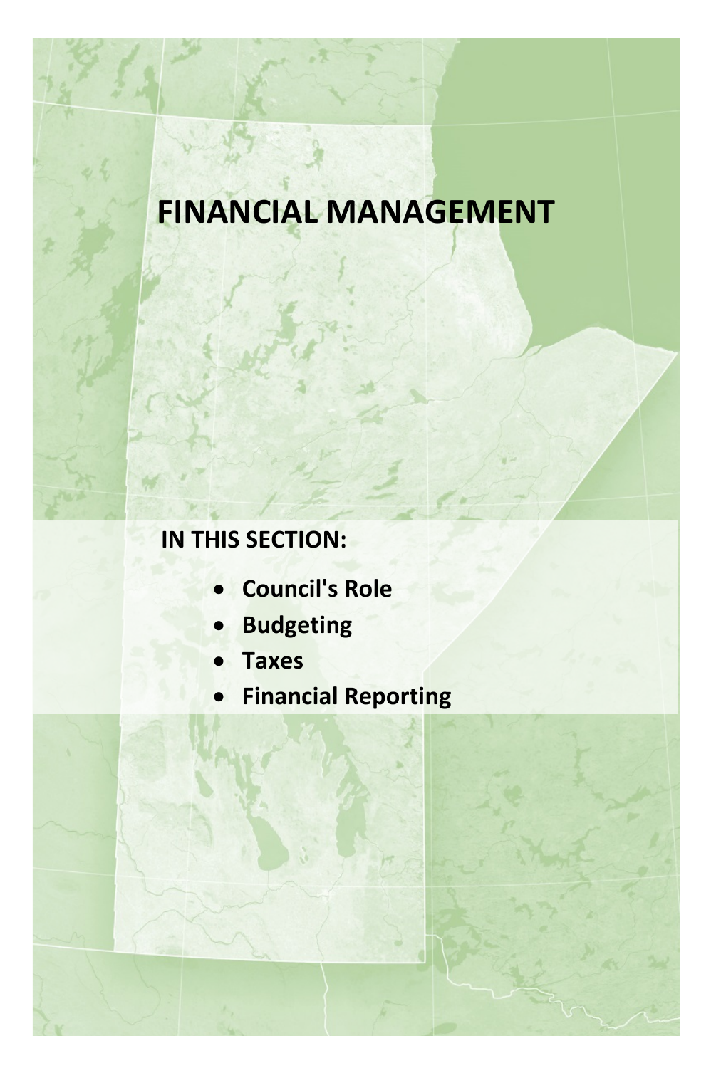# FINANCIAL MANAGEMENT

**IN THIS SECTION:**

- **Council's Role**
- **Budgeting**
- **Taxes**
- **Financial Reporting**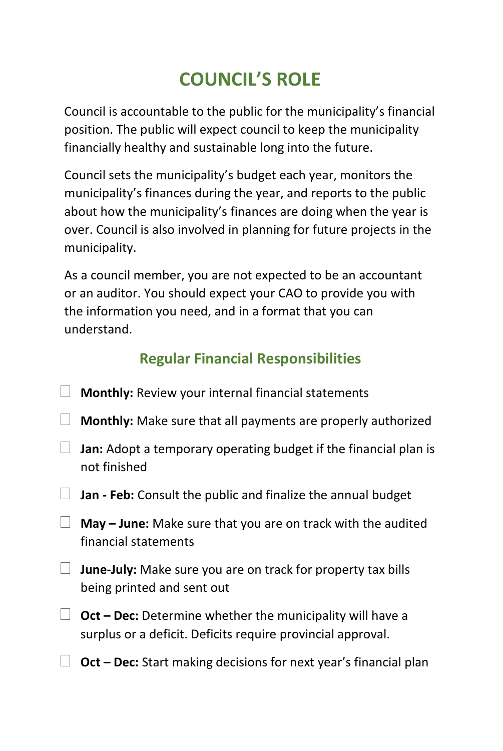# COUNCIL'S ROLE

Council is accountable to the public for the municipality's financial position. The public will expect council to keep the municipality financially healthy and sustainable long into the future.

Council sets the municipality's budget each year, monitors the municipality's finances during the year, and reports to the public about how the municipality's finances are doing when the year is over. Council is also involved in planning for future projects in the municipality.

As a council member, you are not expected to be an accountant or an auditor. You should expect your CAO to provide you with the information you need, and in a format that you can understand.

## Regular Financial Responsibilities

- [ ] **Monthly:** Review your internal financial statements
- [ ] **Monthly:** Make sure that all payments are properly authorized
- [ ] **Jan:** Adopt a temporary operating budget if the financial plan is not finished
- [ ] **Jan - Feb:** Consult the public and finalize the annual budget
- [ ] **May – June:** Make sure that you are on track with the audited financial statements
- [ ] **June-July:** Make sure you are on track for property tax bills being printed and sent out
- [ ] **Oct – Dec:** Determine whether the municipality will have a surplus or a deficit. Deficits require provincial approval.
- [ ] **Oct – Dec:** Start making decisions for next year's financial plan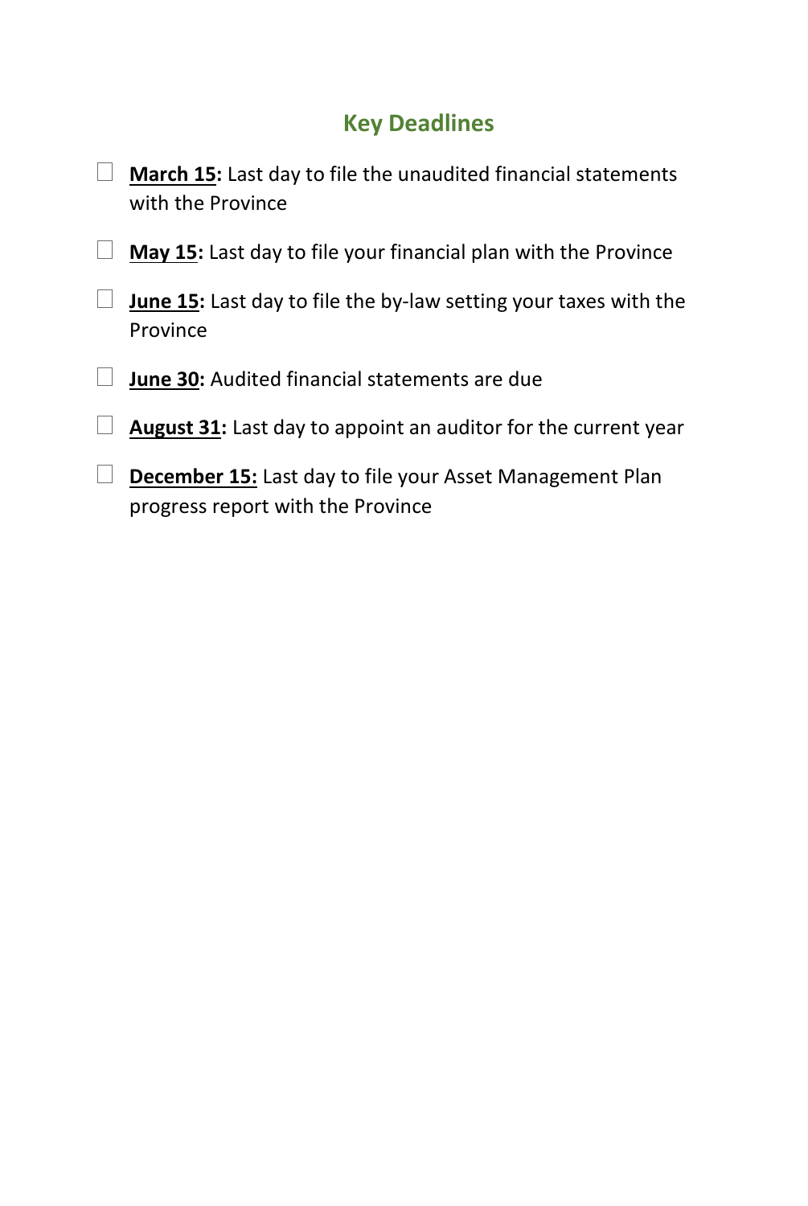## Key Deadlines

- [ ] **March 15:** Last day to file the unaudited financial statements with the Province
- [ ] **May 15:** Last day to file your financial plan with the Province
- [ ] **June 15:** Last day to file the by-law setting your taxes with the Province
- [ ] **June 30:** Audited financial statements are due
- [ ] **August 31:** Last day to appoint an auditor for the current year
- [ ] **December 15:** Last day to file your Asset Management Plan progress report with the Province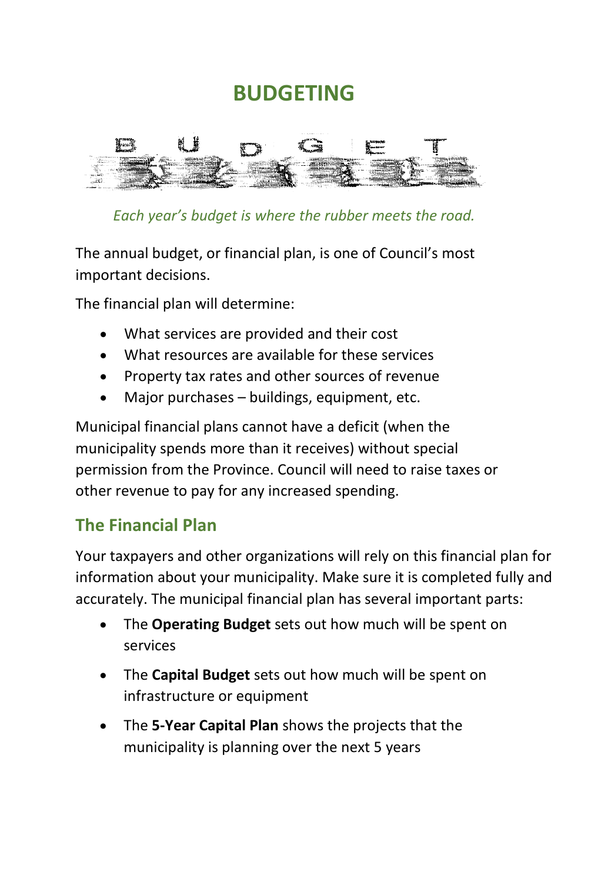# BUDGETING

*Each year's budget is where the rubber meets the road.*

The annual budget, or financial plan, is one of Council's most important decisions.

The financial plan will determine:

- What services are provided and their cost
- What resources are available for these services
- Property tax rates and other sources of revenue
- Major purchases – buildings, equipment, etc.

Municipal financial plans cannot have a deficit (when the municipality spends more than it receives) without special permission from the Province. Council will need to raise taxes or other revenue to pay for any increased spending.

## The Financial Plan

Your taxpayers and other organizations will rely on this financial plan for information about your municipality. Make sure it is completed fully and accurately. The municipal financial plan has several important parts:

- The **Operating Budget** sets out how much will be spent on services
- The **Capital Budget** sets out how much will be spent on infrastructure or equipment
- The **5-Year Capital Plan** shows the projects that the municipality is planning over the next 5 years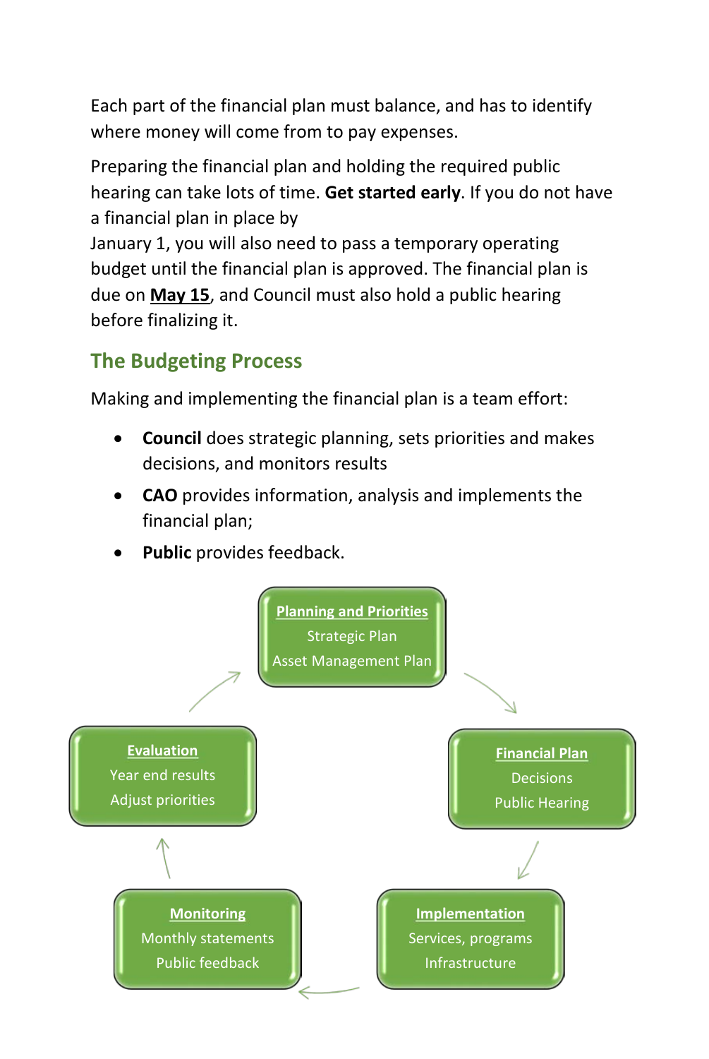Each part of the financial plan must balance, and has to identify where money will come from to pay expenses.

Preparing the financial plan and holding the required public hearing can take lots of time. **Get started early**. If you do not have a financial plan in place by January 1, you will also need to pass a temporary operating budget until the financial plan is approved. The financial plan is due on **May 15**, and Council must also hold a public hearing before finalizing it.

## The Budgeting Process

Making and implementing the financial plan is a team effort:

- **Council** does strategic planning, sets priorities and makes decisions, and monitors results
- **CAO** provides information, analysis and implements the financial plan;
- **Public** provides feedback.

**Planning and Priorities**
Strategic Plan
Asset Management Plan

**Financial Plan**
Decisions
Public Hearing

**Implementation**
Services, programs
Infrastructure

**Monitoring**
Monthly statements
Public feedback

**Evaluation**
Year end results
Adjust priorities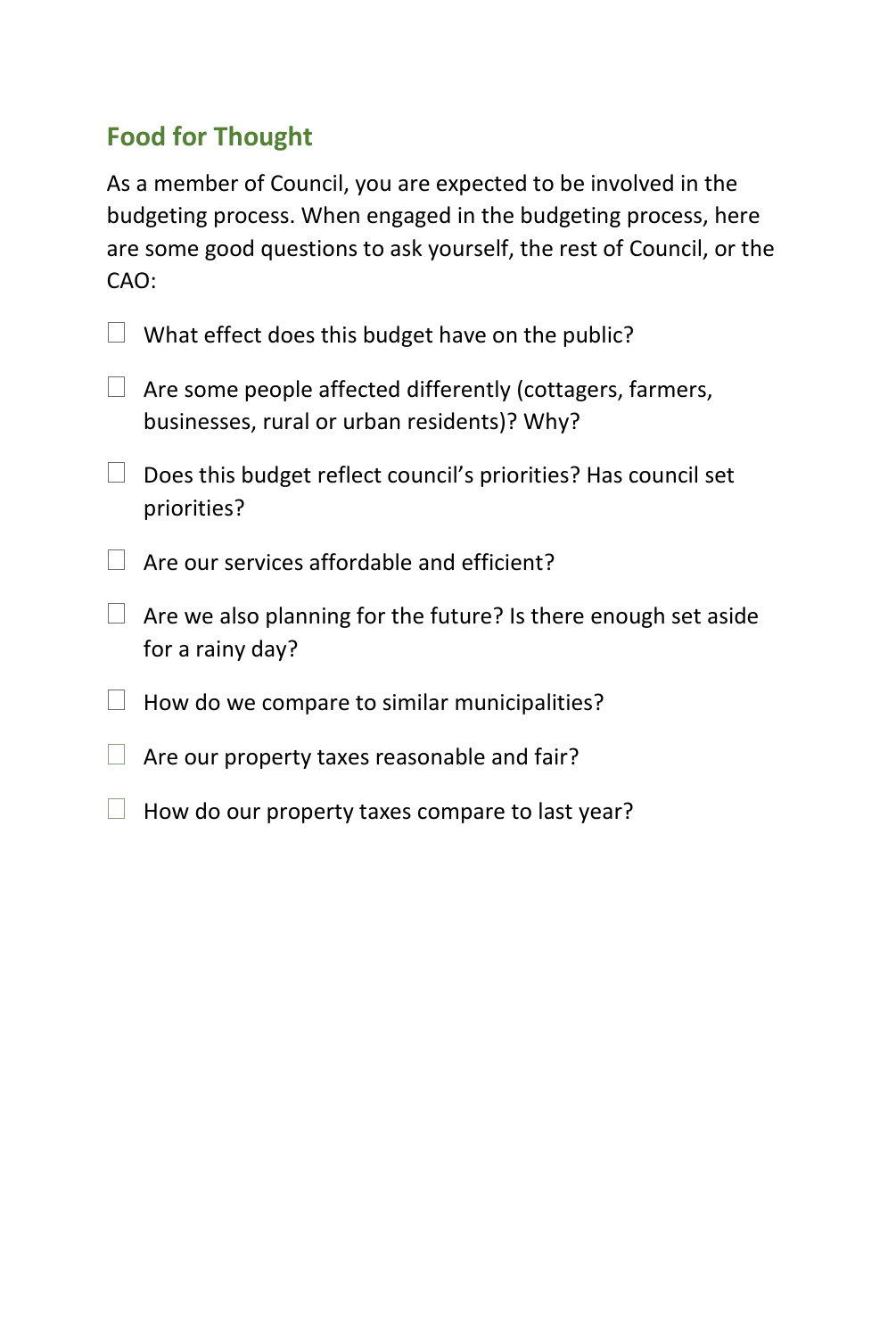## Food for Thought

As a member of Council, you are expected to be involved in the budgeting process. When engaged in the budgeting process, here are some good questions to ask yourself, the rest of Council, or the CAO:

- [ ] What effect does this budget have on the public?
- [ ] Are some people affected differently (cottagers, farmers, businesses, rural or urban residents)? Why?
- [ ] Does this budget reflect council's priorities? Has council set priorities?
- [ ] Are our services affordable and efficient?
- [ ] Are we also planning for the future? Is there enough set aside for a rainy day?
- [ ] How do we compare to similar municipalities?
- [ ] Are our property taxes reasonable and fair?
- [ ] How do our property taxes compare to last year?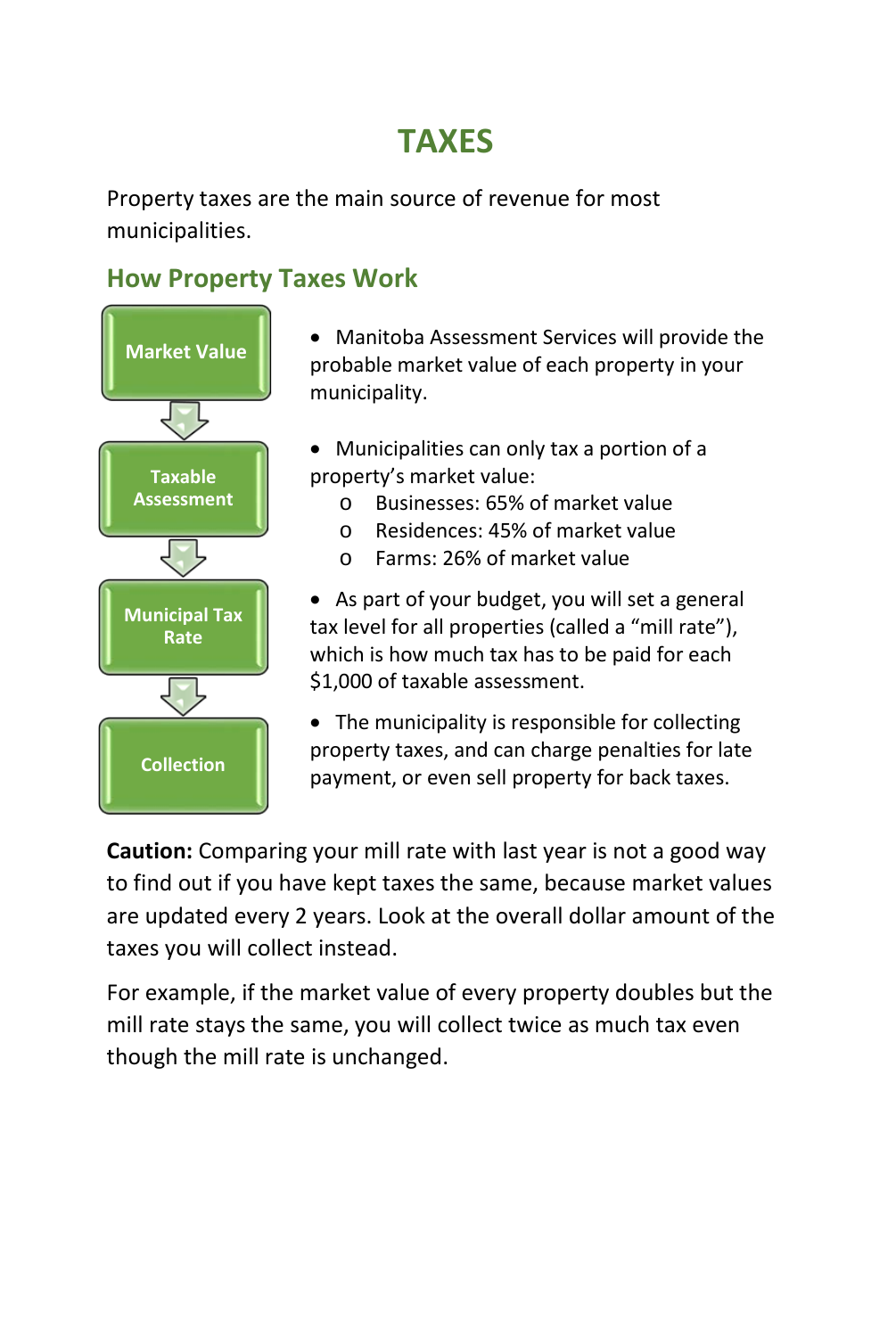# TAXES

Property taxes are the main source of revenue for most municipalities.

## How Property Taxes Work

**Market Value**

- Manitoba Assessment Services will provide the probable market value of each property in your municipality.

**Taxable Assessment**

- Municipalities can only tax a portion of a property's market value:
  - Businesses: 65% of market value
  - Residences: 45% of market value
  - Farms: 26% of market value

**Municipal Tax Rate**

- As part of your budget, you will set a general tax level for all properties (called a "mill rate"), which is how much tax has to be paid for each $1,000 of taxable assessment.

**Collection**

- The municipality is responsible for collecting property taxes, and can charge penalties for late payment, or even sell property for back taxes.

**Caution:** Comparing your mill rate with last year is not a good way to find out if you have kept taxes the same, because market values are updated every 2 years. Look at the overall dollar amount of the taxes you will collect instead.

For example, if the market value of every property doubles but the mill rate stays the same, you will collect twice as much tax even though the mill rate is unchanged.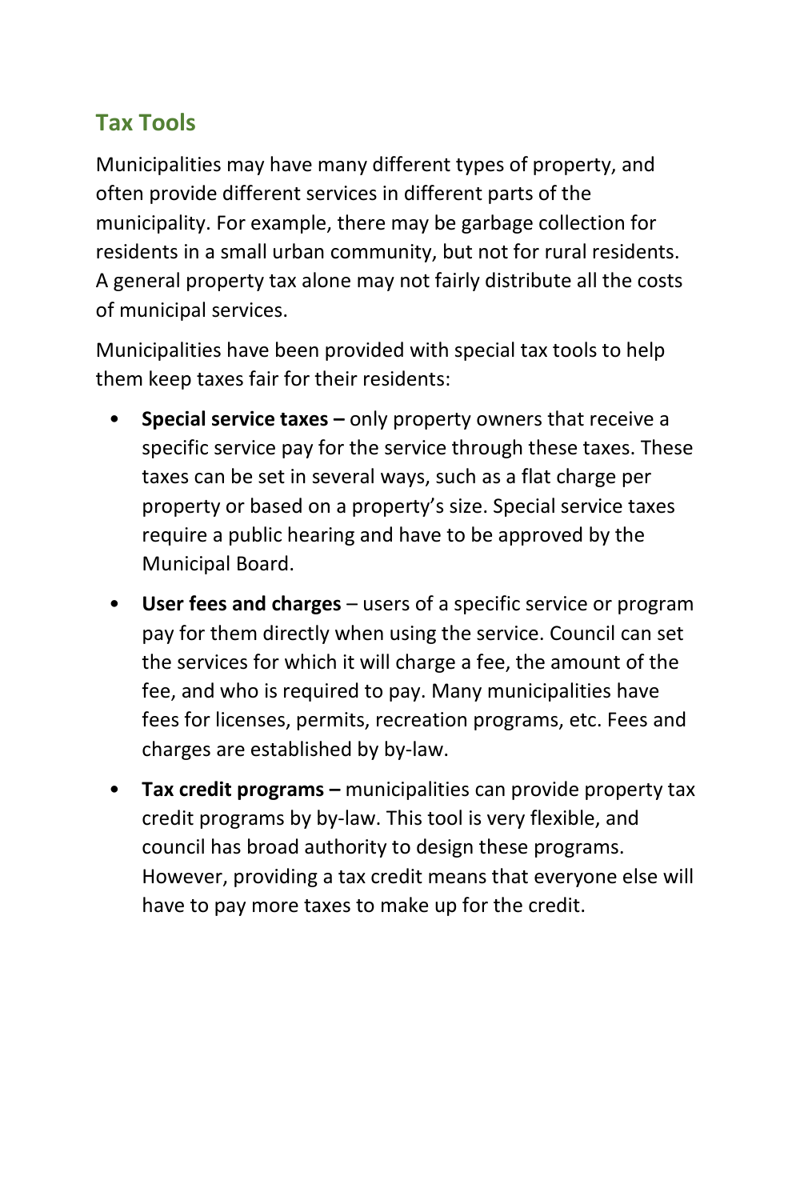## Tax Tools

Municipalities may have many different types of property, and often provide different services in different parts of the municipality. For example, there may be garbage collection for residents in a small urban community, but not for rural residents. A general property tax alone may not fairly distribute all the costs of municipal services.

Municipalities have been provided with special tax tools to help them keep taxes fair for their residents:

- **Special service taxes –** only property owners that receive a specific service pay for the service through these taxes. These taxes can be set in several ways, such as a flat charge per property or based on a property's size. Special service taxes require a public hearing and have to be approved by the Municipal Board.
- **User fees and charges** – users of a specific service or program pay for them directly when using the service. Council can set the services for which it will charge a fee, the amount of the fee, and who is required to pay. Many municipalities have fees for licenses, permits, recreation programs, etc. Fees and charges are established by by-law.
- **Tax credit programs –** municipalities can provide property tax credit programs by by-law. This tool is very flexible, and council has broad authority to design these programs. However, providing a tax credit means that everyone else will have to pay more taxes to make up for the credit.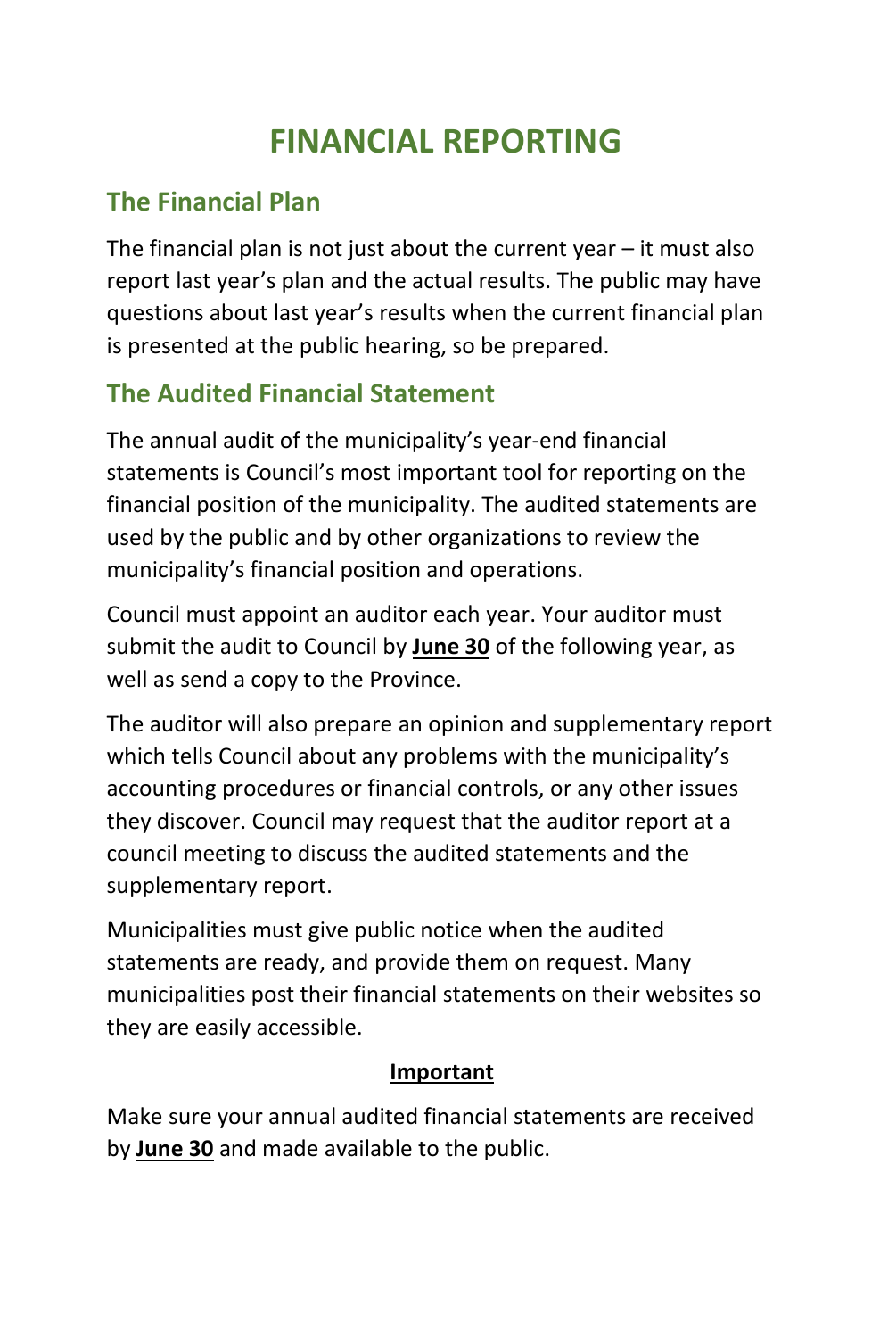# FINANCIAL REPORTING

## The Financial Plan

The financial plan is not just about the current year – it must also report last year's plan and the actual results. The public may have questions about last year's results when the current financial plan is presented at the public hearing, so be prepared.

## The Audited Financial Statement

The annual audit of the municipality's year-end financial statements is Council's most important tool for reporting on the financial position of the municipality. The audited statements are used by the public and by other organizations to review the municipality's financial position and operations.

Council must appoint an auditor each year. Your auditor must submit the audit to Council by **June 30** of the following year, as well as send a copy to the Province.

The auditor will also prepare an opinion and supplementary report which tells Council about any problems with the municipality's accounting procedures or financial controls, or any other issues they discover. Council may request that the auditor report at a council meeting to discuss the audited statements and the supplementary report.

Municipalities must give public notice when the audited statements are ready, and provide them on request. Many municipalities post their financial statements on their websites so they are easily accessible.

**Important**

Make sure your annual audited financial statements are received by **June 30** and made available to the public.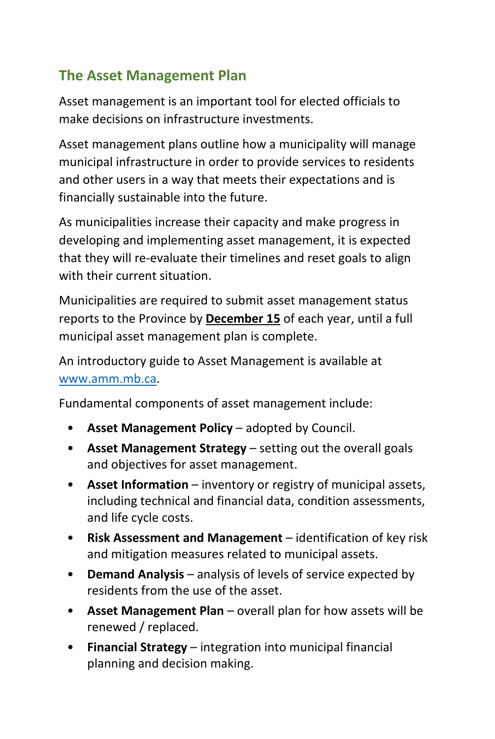## The Asset Management Plan

Asset management is an important tool for elected officials to make decisions on infrastructure investments.

Asset management plans outline how a municipality will manage municipal infrastructure in order to provide services to residents and other users in a way that meets their expectations and is financially sustainable into the future.

As municipalities increase their capacity and make progress in developing and implementing asset management, it is expected that they will re-evaluate their timelines and reset goals to align with their current situation.

Municipalities are required to submit asset management status reports to the Province by **December 15** of each year, until a full municipal asset management plan is complete.

An introductory guide to Asset Management is available at www.amm.mb.ca.

Fundamental components of asset management include:

- **Asset Management Policy** – adopted by Council.
- **Asset Management Strategy** – setting out the overall goals and objectives for asset management.
- **Asset Information** – inventory or registry of municipal assets, including technical and financial data, condition assessments, and life cycle costs.
- **Risk Assessment and Management** – identification of key risk and mitigation measures related to municipal assets.
- **Demand Analysis** – analysis of levels of service expected by residents from the use of the asset.
- **Asset Management Plan** – overall plan for how assets will be renewed / replaced.
- **Financial Strategy** – integration into municipal financial planning and decision making.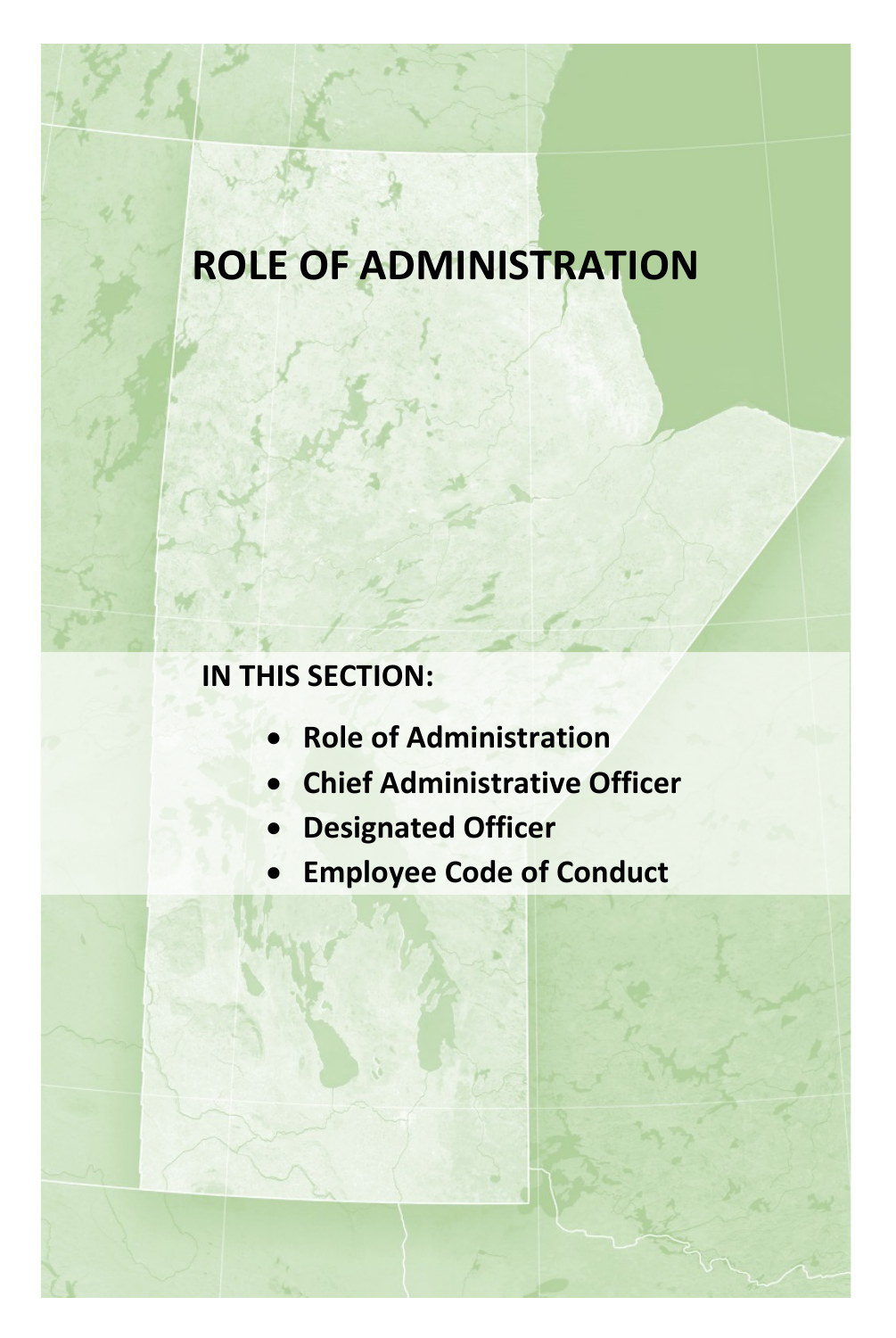# ROLE OF ADMINISTRATION

**IN THIS SECTION:**

- **Role of Administration**
- **Chief Administrative Officer**
- **Designated Officer**
- **Employee Code of Conduct**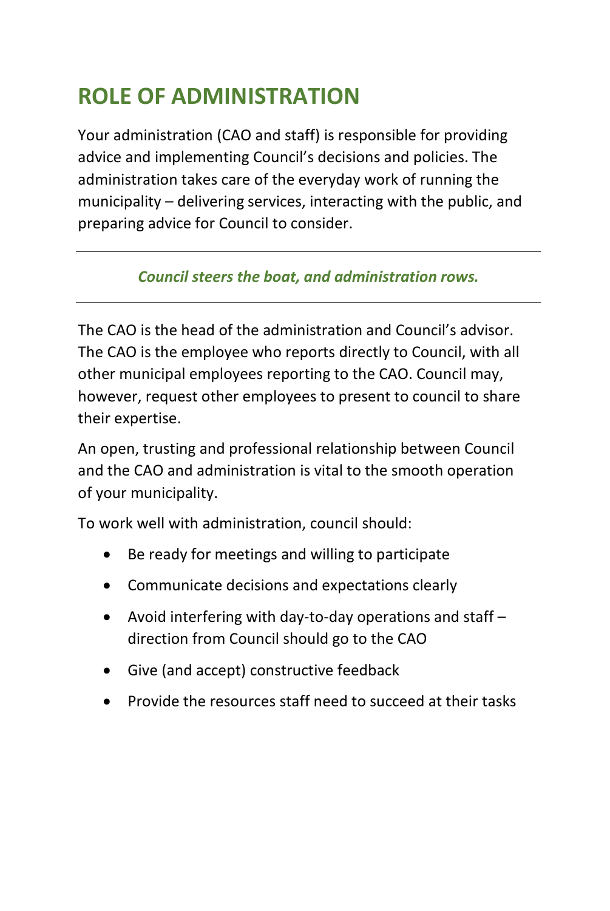# ROLE OF ADMINISTRATION

Your administration (CAO and staff) is responsible for providing advice and implementing Council's decisions and policies. The administration takes care of the everyday work of running the municipality – delivering services, interacting with the public, and preparing advice for Council to consider.

---

***Council steers the boat, and administration rows.***

---

The CAO is the head of the administration and Council's advisor. The CAO is the employee who reports directly to Council, with all other municipal employees reporting to the CAO. Council may, however, request other employees to present to council to share their expertise.

An open, trusting and professional relationship between Council and the CAO and administration is vital to the smooth operation of your municipality.

To work well with administration, council should:

- Be ready for meetings and willing to participate
- Communicate decisions and expectations clearly
- Avoid interfering with day-to-day operations and staff – direction from Council should go to the CAO
- Give (and accept) constructive feedback
- Provide the resources staff need to succeed at their tasks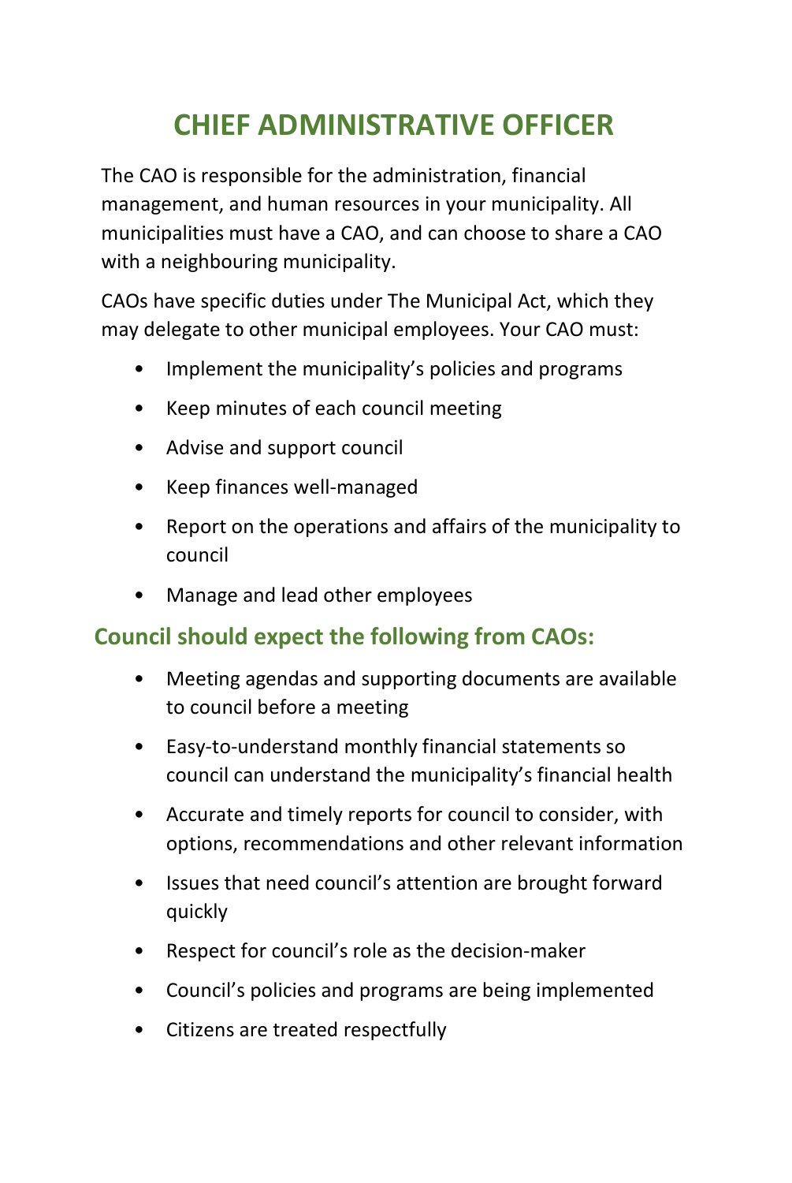# CHIEF ADMINISTRATIVE OFFICER

The CAO is responsible for the administration, financial management, and human resources in your municipality. All municipalities must have a CAO, and can choose to share a CAO with a neighbouring municipality.

CAOs have specific duties under The Municipal Act, which they may delegate to other municipal employees. Your CAO must:

- Implement the municipality's policies and programs
- Keep minutes of each council meeting
- Advise and support council
- Keep finances well-managed
- Report on the operations and affairs of the municipality to council
- Manage and lead other employees

## Council should expect the following from CAOs:

- Meeting agendas and supporting documents are available to council before a meeting
- Easy-to-understand monthly financial statements so council can understand the municipality's financial health
- Accurate and timely reports for council to consider, with options, recommendations and other relevant information
- Issues that need council's attention are brought forward quickly
- Respect for council's role as the decision-maker
- Council's policies and programs are being implemented
- Citizens are treated respectfully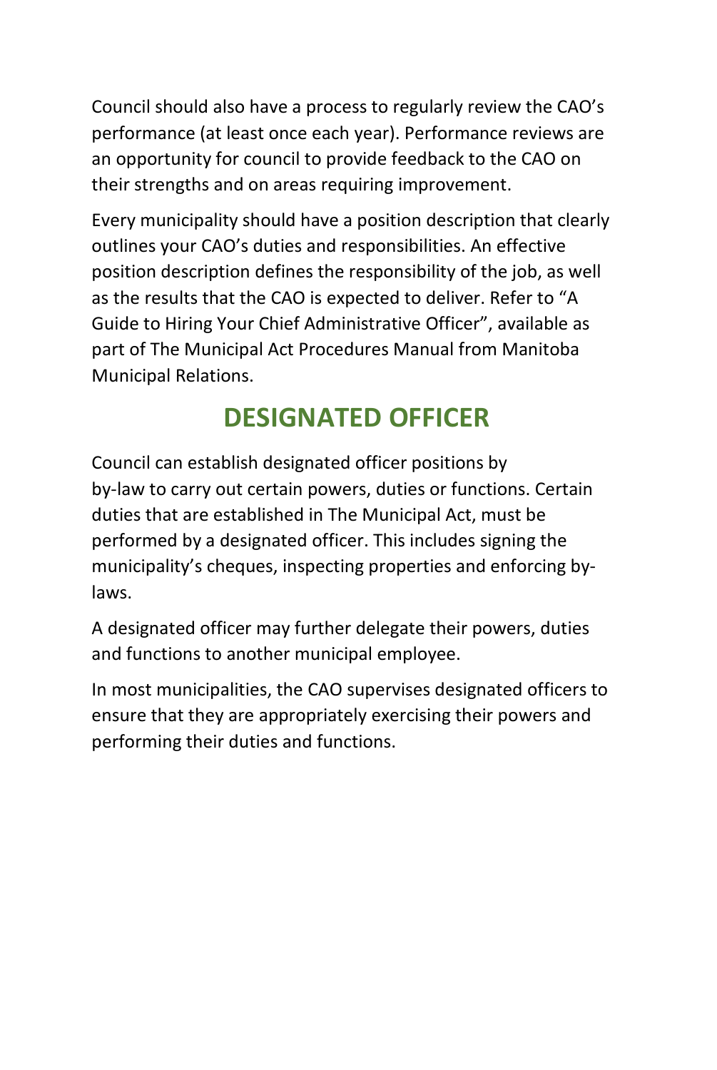Council should also have a process to regularly review the CAO's performance (at least once each year). Performance reviews are an opportunity for council to provide feedback to the CAO on their strengths and on areas requiring improvement.

Every municipality should have a position description that clearly outlines your CAO's duties and responsibilities. An effective position description defines the responsibility of the job, as well as the results that the CAO is expected to deliver. Refer to "A Guide to Hiring Your Chief Administrative Officer", available as part of The Municipal Act Procedures Manual from Manitoba Municipal Relations.

## DESIGNATED OFFICER

Council can establish designated officer positions by by-law to carry out certain powers, duties or functions. Certain duties that are established in The Municipal Act, must be performed by a designated officer. This includes signing the municipality's cheques, inspecting properties and enforcing by-laws.

A designated officer may further delegate their powers, duties and functions to another municipal employee.

In most municipalities, the CAO supervises designated officers to ensure that they are appropriately exercising their powers and performing their duties and functions.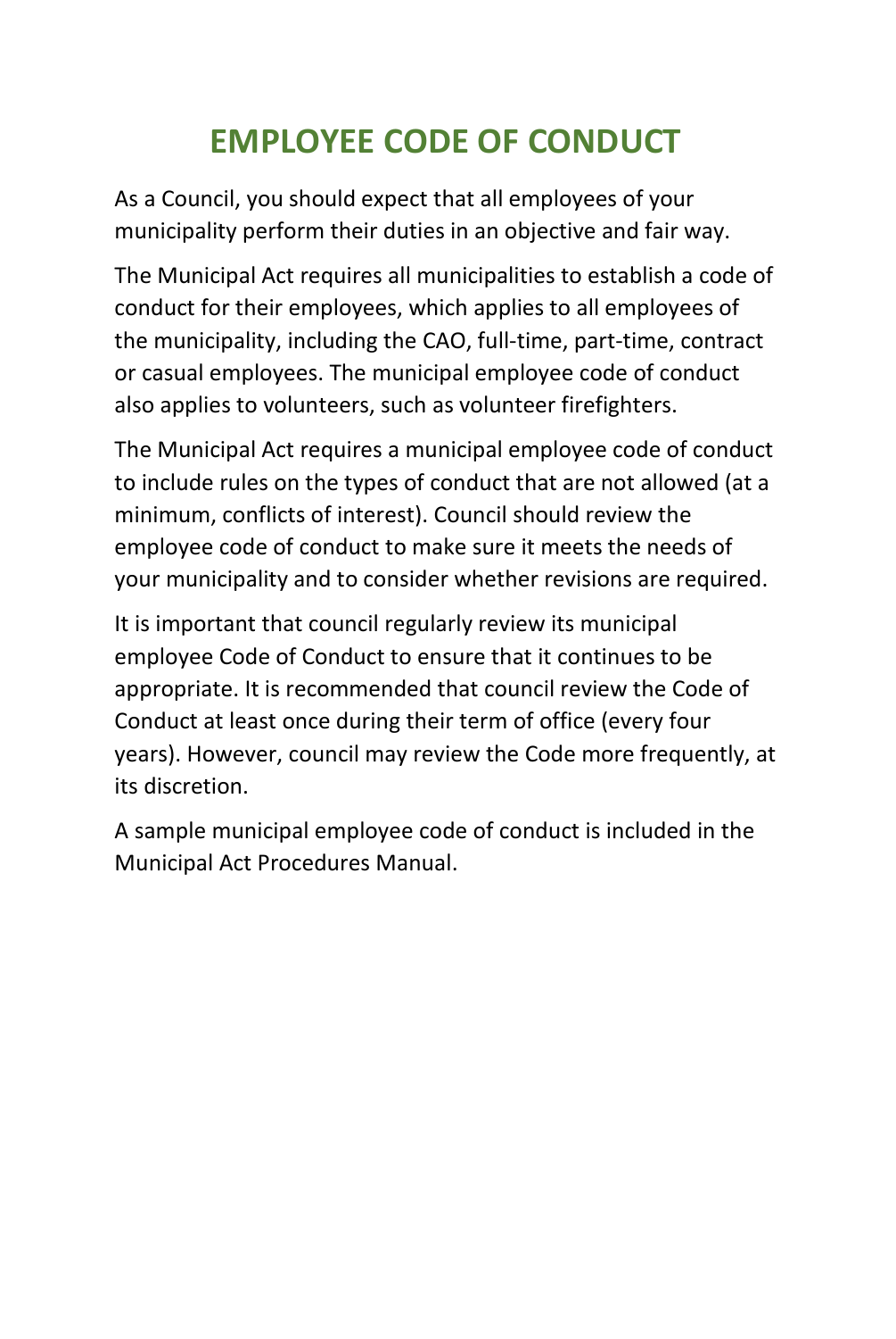# EMPLOYEE CODE OF CONDUCT

As a Council, you should expect that all employees of your municipality perform their duties in an objective and fair way.

The Municipal Act requires all municipalities to establish a code of conduct for their employees, which applies to all employees of the municipality, including the CAO, full-time, part-time, contract or casual employees. The municipal employee code of conduct also applies to volunteers, such as volunteer firefighters.

The Municipal Act requires a municipal employee code of conduct to include rules on the types of conduct that are not allowed (at a minimum, conflicts of interest). Council should review the employee code of conduct to make sure it meets the needs of your municipality and to consider whether revisions are required.

It is important that council regularly review its municipal employee Code of Conduct to ensure that it continues to be appropriate. It is recommended that council review the Code of Conduct at least once during their term of office (every four years). However, council may review the Code more frequently, at its discretion.

A sample municipal employee code of conduct is included in the Municipal Act Procedures Manual.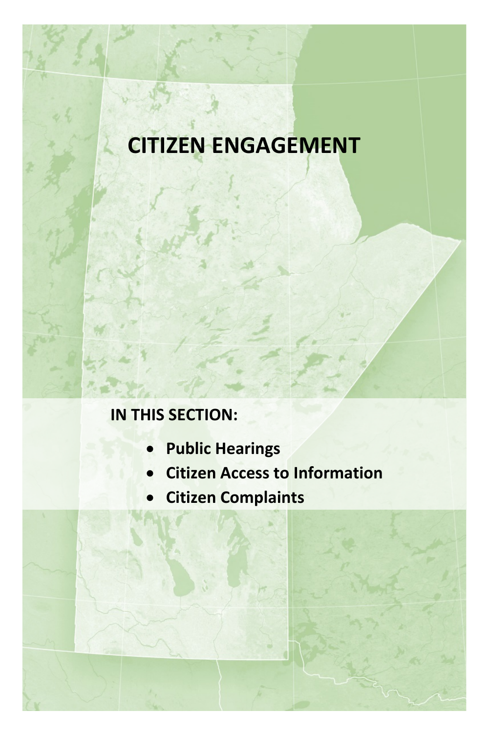# CITIZEN ENGAGEMENT

**IN THIS SECTION:**

- **Public Hearings**
- **Citizen Access to Information**
- **Citizen Complaints**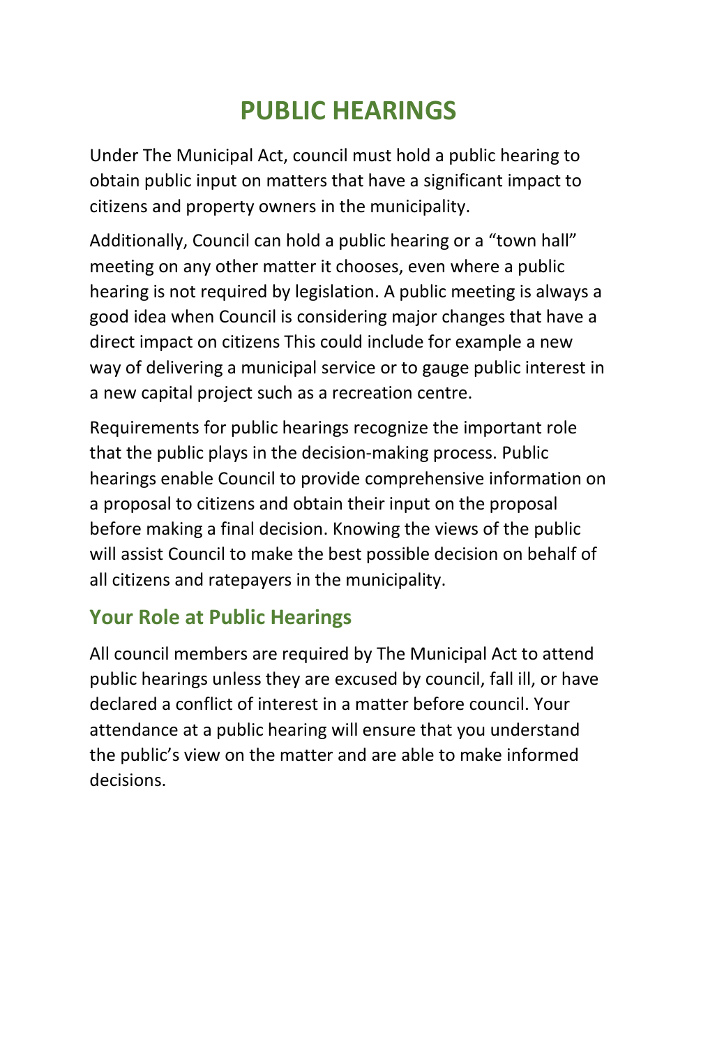# PUBLIC HEARINGS

Under The Municipal Act, council must hold a public hearing to obtain public input on matters that have a significant impact to citizens and property owners in the municipality.

Additionally, Council can hold a public hearing or a "town hall" meeting on any other matter it chooses, even where a public hearing is not required by legislation. A public meeting is always a good idea when Council is considering major changes that have a direct impact on citizens This could include for example a new way of delivering a municipal service or to gauge public interest in a new capital project such as a recreation centre.

Requirements for public hearings recognize the important role that the public plays in the decision-making process. Public hearings enable Council to provide comprehensive information on a proposal to citizens and obtain their input on the proposal before making a final decision. Knowing the views of the public will assist Council to make the best possible decision on behalf of all citizens and ratepayers in the municipality.

## Your Role at Public Hearings

All council members are required by The Municipal Act to attend public hearings unless they are excused by council, fall ill, or have declared a conflict of interest in a matter before council. Your attendance at a public hearing will ensure that you understand the public's view on the matter and are able to make informed decisions.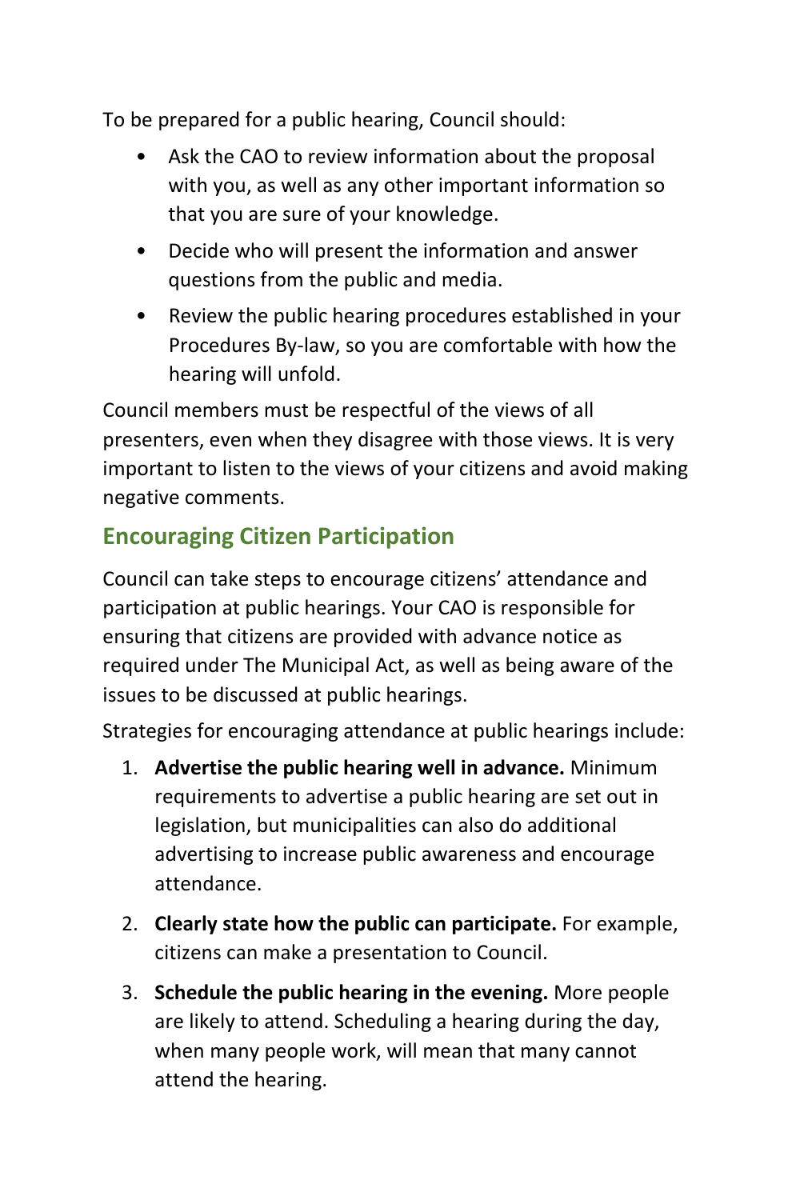To be prepared for a public hearing, Council should:

- Ask the CAO to review information about the proposal with you, as well as any other important information so that you are sure of your knowledge.
- Decide who will present the information and answer questions from the public and media.
- Review the public hearing procedures established in your Procedures By-law, so you are comfortable with how the hearing will unfold.

Council members must be respectful of the views of all presenters, even when they disagree with those views. It is very important to listen to the views of your citizens and avoid making negative comments.

## Encouraging Citizen Participation

Council can take steps to encourage citizens' attendance and participation at public hearings. Your CAO is responsible for ensuring that citizens are provided with advance notice as required under The Municipal Act, as well as being aware of the issues to be discussed at public hearings.

Strategies for encouraging attendance at public hearings include:

1. **Advertise the public hearing well in advance.** Minimum requirements to advertise a public hearing are set out in legislation, but municipalities can also do additional advertising to increase public awareness and encourage attendance.
2. **Clearly state how the public can participate.** For example, citizens can make a presentation to Council.
3. **Schedule the public hearing in the evening.** More people are likely to attend. Scheduling a hearing during the day, when many people work, will mean that many cannot attend the hearing.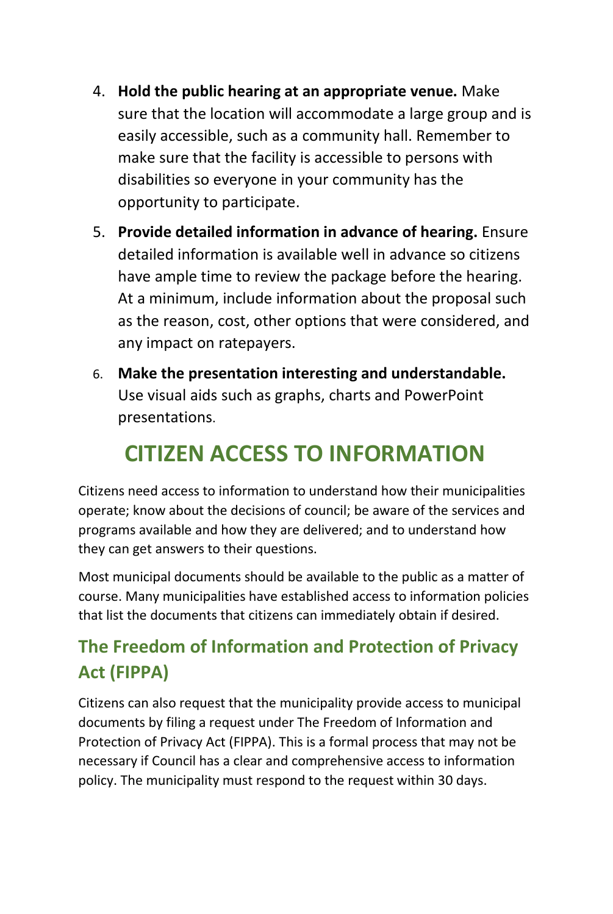4. **Hold the public hearing at an appropriate venue.** Make sure that the location will accommodate a large group and is easily accessible, such as a community hall. Remember to make sure that the facility is accessible to persons with disabilities so everyone in your community has the opportunity to participate.
5. **Provide detailed information in advance of hearing.** Ensure detailed information is available well in advance so citizens have ample time to review the package before the hearing. At a minimum, include information about the proposal such as the reason, cost, other options that were considered, and any impact on ratepayers.
6. **Make the presentation interesting and understandable.** Use visual aids such as graphs, charts and PowerPoint presentations.

# CITIZEN ACCESS TO INFORMATION

Citizens need access to information to understand how their municipalities operate; know about the decisions of council; be aware of the services and programs available and how they are delivered; and to understand how they can get answers to their questions.

Most municipal documents should be available to the public as a matter of course. Many municipalities have established access to information policies that list the documents that citizens can immediately obtain if desired.

## The Freedom of Information and Protection of Privacy Act (FIPPA)

Citizens can also request that the municipality provide access to municipal documents by filing a request under The Freedom of Information and Protection of Privacy Act (FIPPA). This is a formal process that may not be necessary if Council has a clear and comprehensive access to information policy. The municipality must respond to the request within 30 days.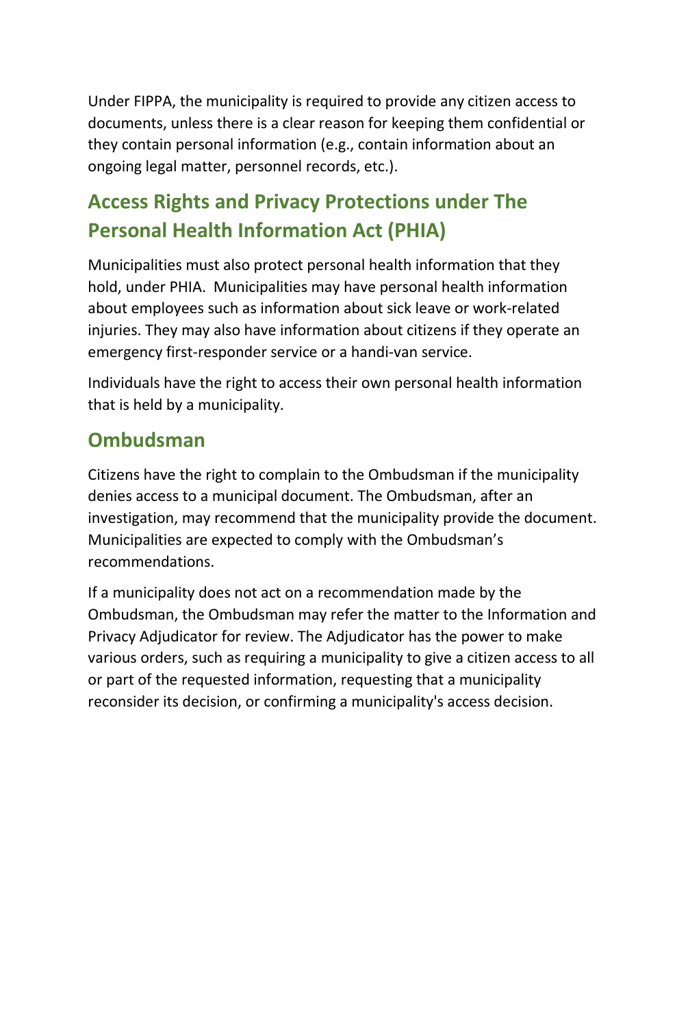Under FIPPA, the municipality is required to provide any citizen access to documents, unless there is a clear reason for keeping them confidential or they contain personal information (e.g., contain information about an ongoing legal matter, personnel records, etc.).

## Access Rights and Privacy Protections under The Personal Health Information Act (PHIA)

Municipalities must also protect personal health information that they hold, under PHIA. Municipalities may have personal health information about employees such as information about sick leave or work-related injuries. They may also have information about citizens if they operate an emergency first-responder service or a handi-van service.

Individuals have the right to access their own personal health information that is held by a municipality.

## Ombudsman

Citizens have the right to complain to the Ombudsman if the municipality denies access to a municipal document. The Ombudsman, after an investigation, may recommend that the municipality provide the document. Municipalities are expected to comply with the Ombudsman's recommendations.

If a municipality does not act on a recommendation made by the Ombudsman, the Ombudsman may refer the matter to the Information and Privacy Adjudicator for review. The Adjudicator has the power to make various orders, such as requiring a municipality to give a citizen access to all or part of the requested information, requesting that a municipality reconsider its decision, or confirming a municipality's access decision.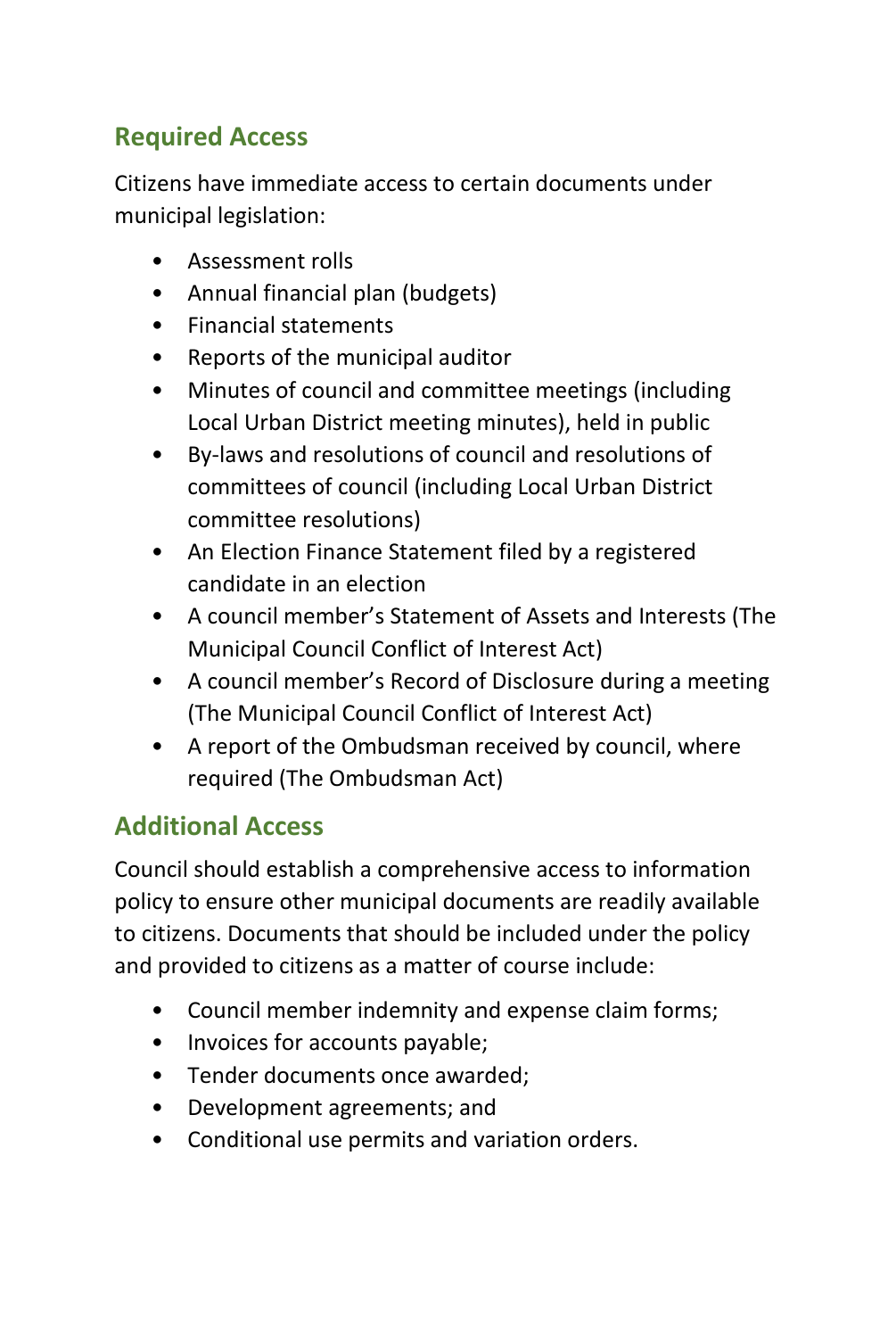## Required Access

Citizens have immediate access to certain documents under municipal legislation:

- Assessment rolls
- Annual financial plan (budgets)
- Financial statements
- Reports of the municipal auditor
- Minutes of council and committee meetings (including Local Urban District meeting minutes), held in public
- By-laws and resolutions of council and resolutions of committees of council (including Local Urban District committee resolutions)
- An Election Finance Statement filed by a registered candidate in an election
- A council member's Statement of Assets and Interests (The Municipal Council Conflict of Interest Act)
- A council member's Record of Disclosure during a meeting (The Municipal Council Conflict of Interest Act)
- A report of the Ombudsman received by council, where required (The Ombudsman Act)

## Additional Access

Council should establish a comprehensive access to information policy to ensure other municipal documents are readily available to citizens. Documents that should be included under the policy and provided to citizens as a matter of course include:

- Council member indemnity and expense claim forms;
- Invoices for accounts payable;
- Tender documents once awarded;
- Development agreements; and
- Conditional use permits and variation orders.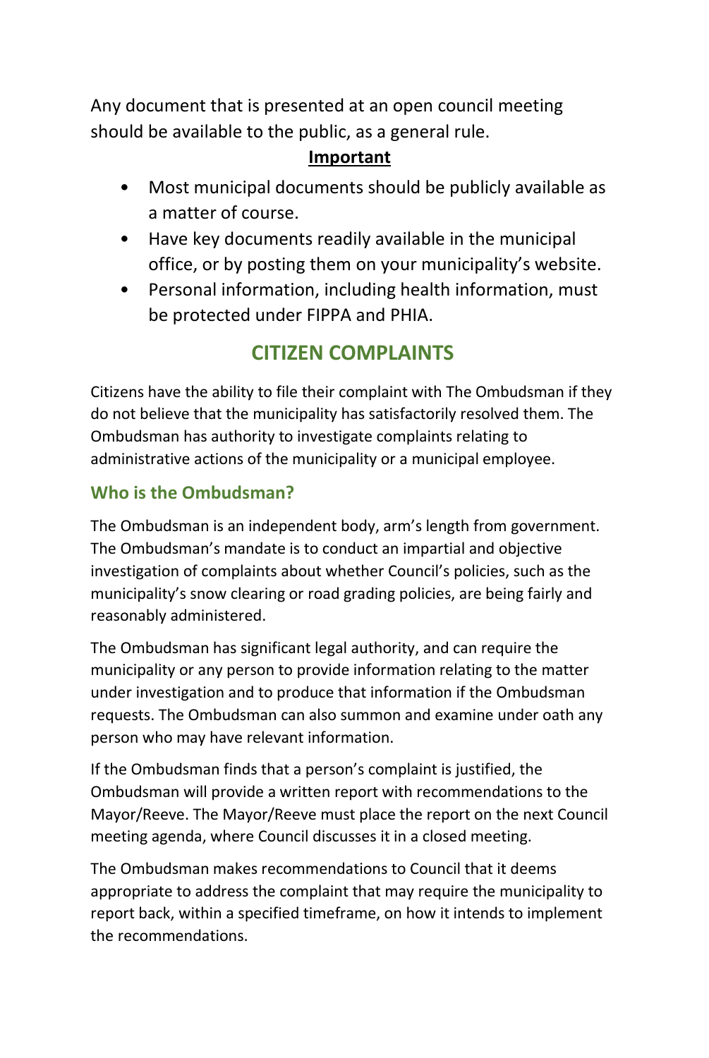Any document that is presented at an open council meeting should be available to the public, as a general rule.

**Important**

- Most municipal documents should be publicly available as a matter of course.
- Have key documents readily available in the municipal office, or by posting them on your municipality's website.
- Personal information, including health information, must be protected under FIPPA and PHIA.

## CITIZEN COMPLAINTS

Citizens have the ability to file their complaint with The Ombudsman if they do not believe that the municipality has satisfactorily resolved them. The Ombudsman has authority to investigate complaints relating to administrative actions of the municipality or a municipal employee.

### Who is the Ombudsman?

The Ombudsman is an independent body, arm's length from government. The Ombudsman's mandate is to conduct an impartial and objective investigation of complaints about whether Council's policies, such as the municipality's snow clearing or road grading policies, are being fairly and reasonably administered.

The Ombudsman has significant legal authority, and can require the municipality or any person to provide information relating to the matter under investigation and to produce that information if the Ombudsman requests. The Ombudsman can also summon and examine under oath any person who may have relevant information.

If the Ombudsman finds that a person's complaint is justified, the Ombudsman will provide a written report with recommendations to the Mayor/Reeve. The Mayor/Reeve must place the report on the next Council meeting agenda, where Council discusses it in a closed meeting.

The Ombudsman makes recommendations to Council that it deems appropriate to address the complaint that may require the municipality to report back, within a specified timeframe, on how it intends to implement the recommendations.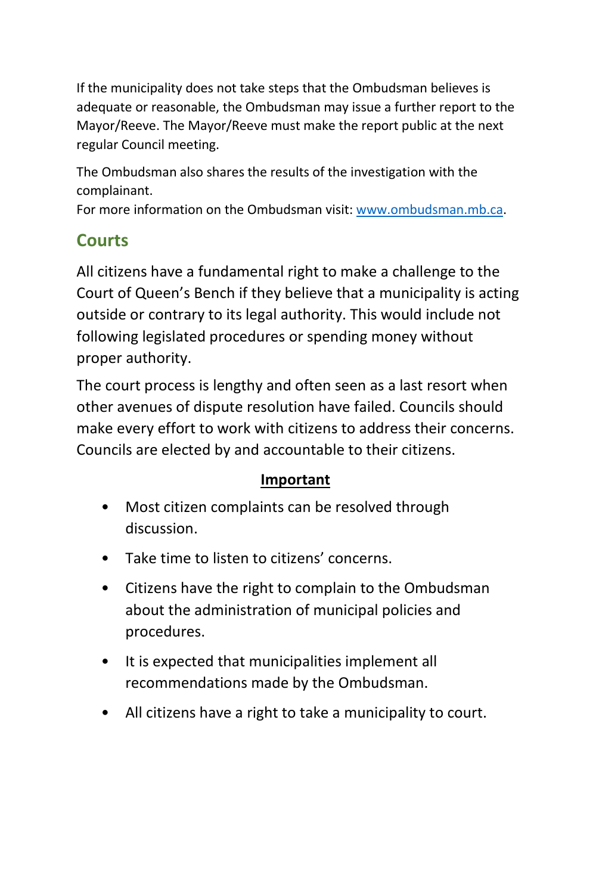If the municipality does not take steps that the Ombudsman believes is adequate or reasonable, the Ombudsman may issue a further report to the Mayor/Reeve. The Mayor/Reeve must make the report public at the next regular Council meeting.

The Ombudsman also shares the results of the investigation with the complainant.
For more information on the Ombudsman visit: [www.ombudsman.mb.ca](http://www.ombudsman.mb.ca).

## Courts

All citizens have a fundamental right to make a challenge to the Court of Queen's Bench if they believe that a municipality is acting outside or contrary to its legal authority. This would include not following legislated procedures or spending money without proper authority.

The court process is lengthy and often seen as a last resort when other avenues of dispute resolution have failed. Councils should make every effort to work with citizens to address their concerns. Councils are elected by and accountable to their citizens.

**Important**

- Most citizen complaints can be resolved through discussion.
- Take time to listen to citizens' concerns.
- Citizens have the right to complain to the Ombudsman about the administration of municipal policies and procedures.
- It is expected that municipalities implement all recommendations made by the Ombudsman.
- All citizens have a right to take a municipality to court.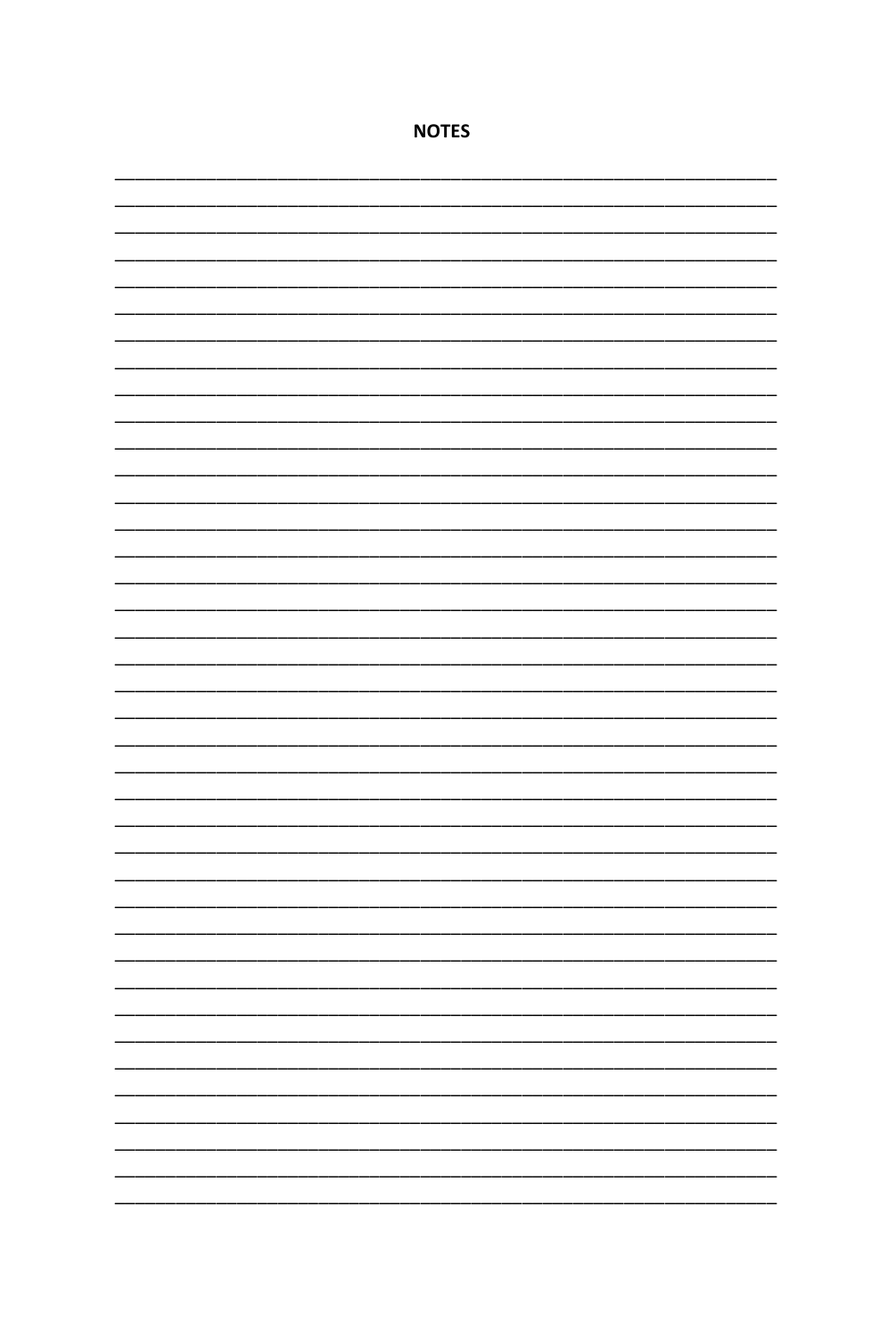# NOTES